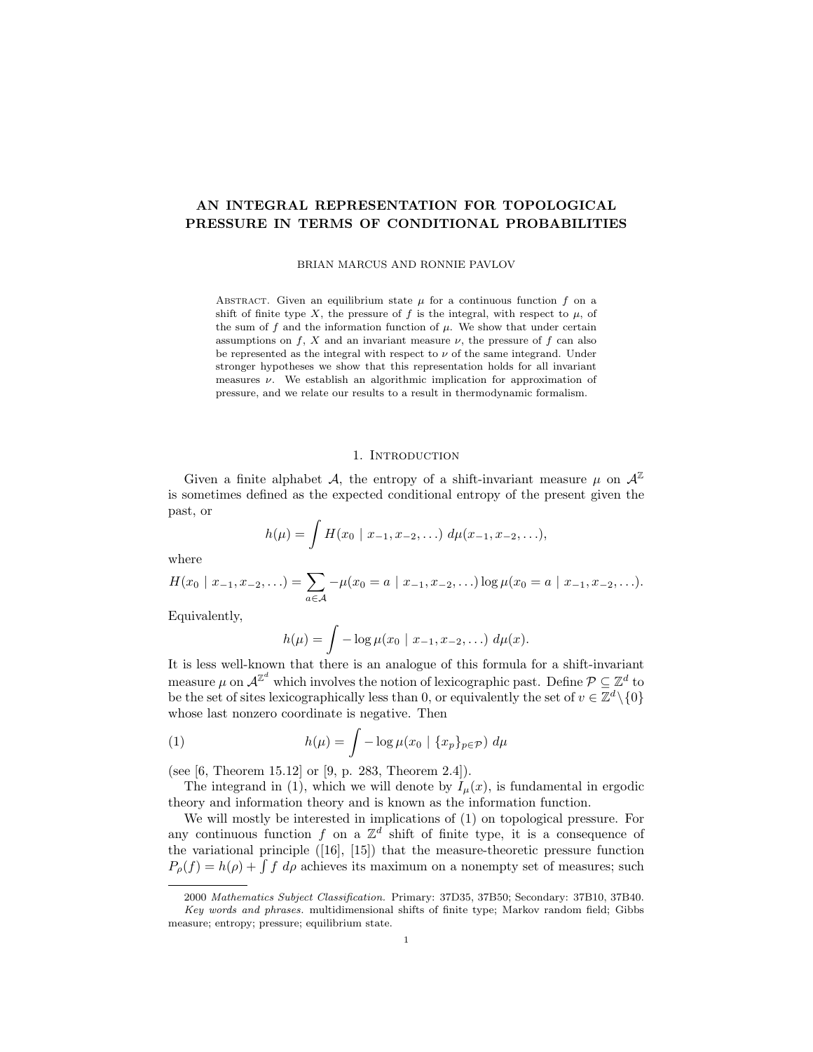# AN INTEGRAL REPRESENTATION FOR TOPOLOGICAL PRESSURE IN TERMS OF CONDITIONAL PROBABILITIES

BRIAN MARCUS AND RONNIE PAVLOV

Abstract. Given an equilibrium state $\mu$ for a continuous function $f$ on a shift of finite type $X$, the pressure of $f$ is the integral, with respect to $\mu$, of the sum of $f$ and the information function of $\mu$. We show that under certain assumptions on $f$, $X$ and an invariant measure $\nu$, the pressure of $f$ can also be represented as the integral with respect to $\nu$ of the same integrand. Under stronger hypotheses we show that this representation holds for all invariant measures $\nu$. We establish an algorithmic implication for approximation of pressure, and we relate our results to a result in thermodynamic formalism.

## 1. Introduction

Given a finite alphabet $\mathcal{A}$, the entropy of a shift-invariant measure $\mu$ on $\mathcal{A}^{\mathbb{Z}}$ is sometimes defined as the expected conditional entropy of the present given the past, or

$$h(\mu) = \int H(x_0 \mid x_{-1}, x_{-2}, \ldots) \, d\mu(x_{-1}, x_{-2}, \ldots),$$

where

$$H(x_0 \mid x_{-1}, x_{-2}, \ldots) = \sum_{a \in \mathcal{A}} -\mu(x_0 = a \mid x_{-1}, x_{-2}, \ldots) \log \mu(x_0 = a \mid x_{-1}, x_{-2}, \ldots).$$

Equivalently,

$$h(\mu) = \int -\log \mu(x_0 \mid x_{-1}, x_{-2}, \ldots) \, d\mu(x).$$

It is less well-known that there is an analogue of this formula for a shift-invariant measure $\mu$ on $\mathcal{A}^{\mathbb{Z}^d}$ which involves the notion of lexicographic past. Define $\mathcal{P} \subseteq \mathbb{Z}^d$ to be the set of sites lexicographically less than 0, or equivalently the set of $v \in \mathbb{Z}^d \setminus \{0\}$ whose last nonzero coordinate is negative. Then

$$h(\mu) = \int -\log \mu(x_0 \mid \{x_p\}_{p \in \mathcal{P}}) \, d\mu \tag{1}$$

(see [6, Theorem 15.12] or [9, p. 283, Theorem 2.4]).

The integrand in (1), which we will denote by $I_\mu(x)$, is fundamental in ergodic theory and information theory and is known as the information function.

We will mostly be interested in implications of (1) on topological pressure. For any continuous function $f$ on a $\mathbb{Z}^d$ shift of finite type, it is a consequence of the variational principle ([16], [15]) that the measure-theoretic pressure function $P_\rho(f) = h(\rho) + \int f \, d\rho$ achieves its maximum on a nonempty set of measures; such

2000 *Mathematics Subject Classification.* Primary: 37D35, 37B50; Secondary: 37B10, 37B40.
*Key words and phrases.* multidimensional shifts of finite type; Markov random field; Gibbs measure; entropy; pressure; equilibrium state.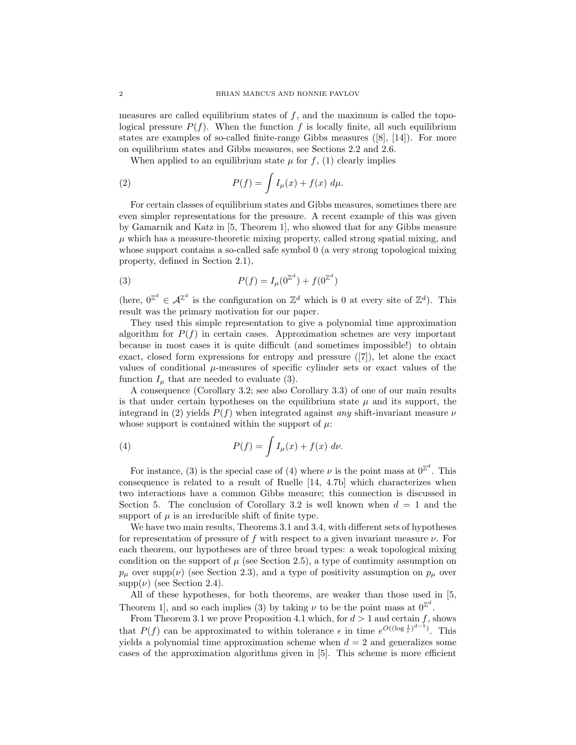measures are called equilibrium states of $f$, and the maximum is called the topological pressure $P(f)$. When the function $f$ is locally finite, all such equilibrium states are examples of so-called finite-range Gibbs measures ([8], [14]). For more on equilibrium states and Gibbs measures, see Sections 2.2 and 2.6.

When applied to an equilibrium state $\mu$ for $f$, (1) clearly implies

$$P(f) = \int I_\mu(x) + f(x)\ d\mu. \tag{2}$$

For certain classes of equilibrium states and Gibbs measures, sometimes there are even simpler representations for the pressure. A recent example of this was given by Gamarnik and Katz in [5, Theorem 1], who showed that for any Gibbs measure $\mu$ which has a measure-theoretic mixing property, called strong spatial mixing, and whose support contains a so-called safe symbol 0 (a very strong topological mixing property, defined in Section 2.1),

$$P(f) = I_\mu(0^{\mathbb{Z}^d}) + f(0^{\mathbb{Z}^d}) \tag{3}$$

(here, $0^{\mathbb{Z}^d} \in \mathcal{A}^{\mathbb{Z}^d}$ is the configuration on $\mathbb{Z}^d$ which is 0 at every site of $\mathbb{Z}^d$). This result was the primary motivation for our paper.

They used this simple representation to give a polynomial time approximation algorithm for $P(f)$ in certain cases. Approximation schemes are very important because in most cases it is quite difficult (and sometimes impossible!) to obtain exact, closed form expressions for entropy and pressure ([7]), let alone the exact values of conditional $\mu$-measures of specific cylinder sets or exact values of the function $I_\mu$ that are needed to evaluate (3).

A consequence (Corollary 3.2; see also Corollary 3.3) of one of our main results is that under certain hypotheses on the equilibrium state $\mu$ and its support, the integrand in (2) yields $P(f)$ when integrated against *any* shift-invariant measure $\nu$ whose support is contained within the support of $\mu$:

$$P(f) = \int I_\mu(x) + f(x)\ d\nu. \tag{4}$$

For instance, (3) is the special case of (4) where $\nu$ is the point mass at $0^{\mathbb{Z}^d}$. This consequence is related to a result of Ruelle [14, 4.7b] which characterizes when two interactions have a common Gibbs measure; this connection is discussed in Section 5. The conclusion of Corollary 3.2 is well known when $d = 1$ and the support of $\mu$ is an irreducible shift of finite type.

We have two main results, Theorems 3.1 and 3.4, with different sets of hypotheses for representation of pressure of $f$ with respect to a given invariant measure $\nu$. For each theorem, our hypotheses are of three broad types: a weak topological mixing condition on the support of $\mu$ (see Section 2.5), a type of continuity assumption on $p_\mu$ over $\mathrm{supp}(\nu)$ (see Section 2.3), and a type of positivity assumption on $p_\mu$ over $\mathrm{supp}(\nu)$ (see Section 2.4).

All of these hypotheses, for both theorems, are weaker than those used in [5, Theorem 1], and so each implies (3) by taking $\nu$ to be the point mass at $0^{\mathbb{Z}^d}$.

From Theorem 3.1 we prove Proposition 4.1 which, for $d > 1$ and certain $f$, shows that $P(f)$ can be approximated to within tolerance $\epsilon$ in time $e^{O((\log \frac{1}{\epsilon})^{d-1})}$. This yields a polynomial time approximation scheme when $d = 2$ and generalizes some cases of the approximation algorithms given in [5]. This scheme is more efficient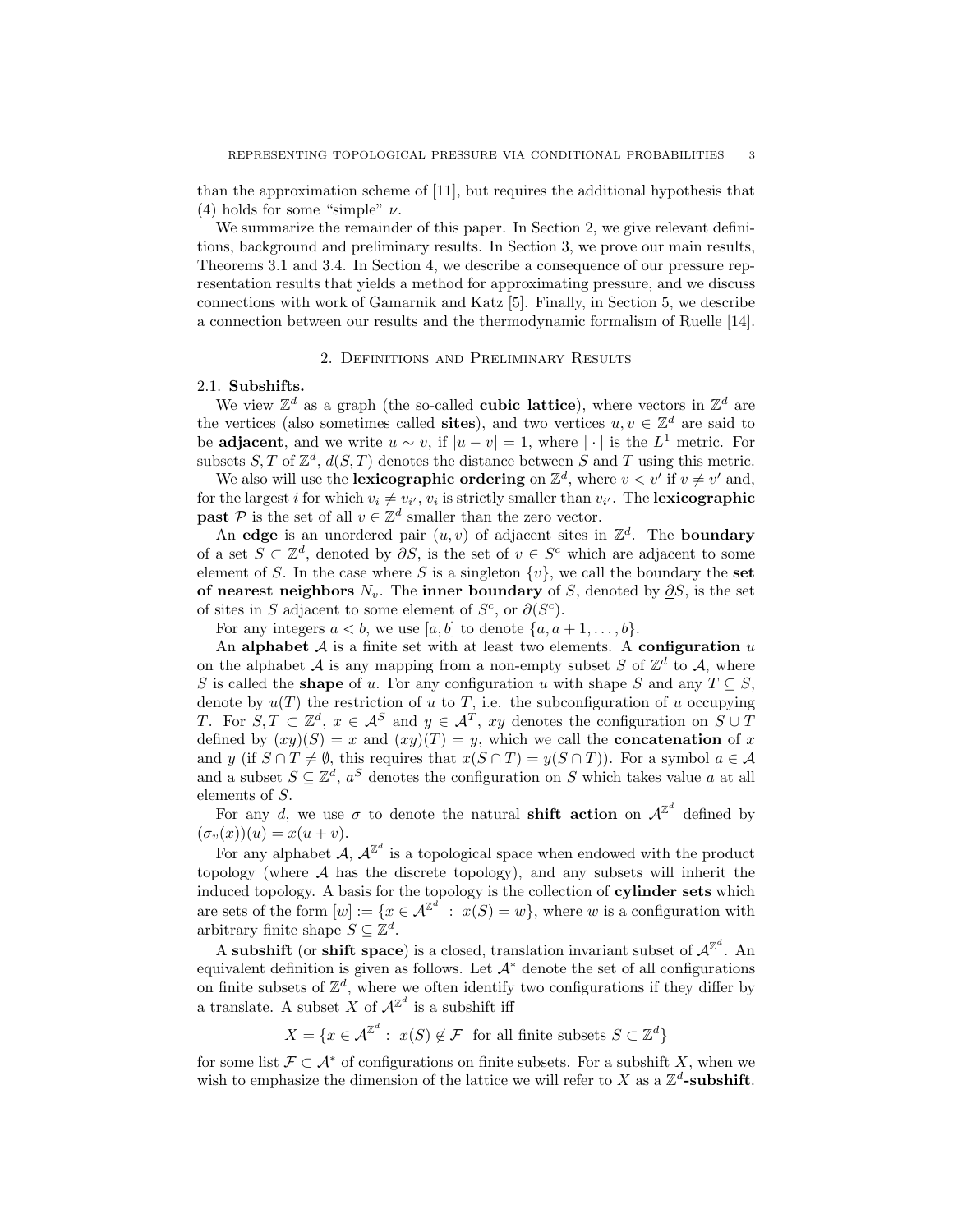than the approximation scheme of [11], but requires the additional hypothesis that (4) holds for some "simple" $\nu$.

We summarize the remainder of this paper. In Section 2, we give relevant definitions, background and preliminary results. In Section 3, we prove our main results, Theorems 3.1 and 3.4. In Section 4, we describe a consequence of our pressure representation results that yields a method for approximating pressure, and we discuss connections with work of Gamarnik and Katz [5]. Finally, in Section 5, we describe a connection between our results and the thermodynamic formalism of Ruelle [14].

## 2. Definitions and Preliminary Results

### 2.1. Subshifts.

We view $\mathbb{Z}^d$ as a graph (the so-called **cubic lattice**), where vectors in $\mathbb{Z}^d$ are the vertices (also sometimes called **sites**), and two vertices $u, v \in \mathbb{Z}^d$ are said to be **adjacent**, and we write $u \sim v$, if $|u - v| = 1$, where $|\cdot|$ is the $L^1$ metric. For subsets $S, T$ of $\mathbb{Z}^d$, $d(S, T)$ denotes the distance between $S$ and $T$ using this metric.

We also will use the **lexicographic ordering** on $\mathbb{Z}^d$, where $v < v'$ if $v \neq v'$ and, for the largest $i$ for which $v_i \neq v_{i'}$, $v_i$ is strictly smaller than $v_{i'}$. The **lexicographic past** $\mathcal{P}$ is the set of all $v \in \mathbb{Z}^d$ smaller than the zero vector.

An **edge** is an unordered pair $(u, v)$ of adjacent sites in $\mathbb{Z}^d$. The **boundary** of a set $S \subset \mathbb{Z}^d$, denoted by $\partial S$, is the set of $v \in S^c$ which are adjacent to some element of $S$. In the case where $S$ is a singleton $\{v\}$, we call the boundary the **set of nearest neighbors** $N_v$. The **inner boundary** of $S$, denoted by $\underline{\partial} S$, is the set of sites in $S$ adjacent to some element of $S^c$, or $\partial(S^c)$.

For any integers $a < b$, we use $[a, b]$ to denote $\{a, a+1, \ldots, b\}$.

An **alphabet** $\mathcal{A}$ is a finite set with at least two elements. A **configuration** $u$ on the alphabet $\mathcal{A}$ is any mapping from a non-empty subset $S$ of $\mathbb{Z}^d$ to $\mathcal{A}$, where $S$ is called the **shape** of $u$. For any configuration $u$ with shape $S$ and any $T \subseteq S$, denote by $u(T)$ the restriction of $u$ to $T$, i.e. the subconfiguration of $u$ occupying $T$. For $S, T \subset \mathbb{Z}^d$, $x \in \mathcal{A}^S$ and $y \in \mathcal{A}^T$, $xy$ denotes the configuration on $S \cup T$ defined by $(xy)(S) = x$ and $(xy)(T) = y$, which we call the **concatenation** of $x$ and $y$ (if $S \cap T \neq \emptyset$, this requires that $x(S \cap T) = y(S \cap T)$). For a symbol $a \in \mathcal{A}$ and a subset $S \subseteq \mathbb{Z}^d$, $a^S$ denotes the configuration on $S$ which takes value $a$ at all elements of $S$.

For any $d$, we use $\sigma$ to denote the natural **shift action** on $\mathcal{A}^{\mathbb{Z}^d}$ defined by $(\sigma_v(x))(u) = x(u + v)$.

For any alphabet $\mathcal{A}$, $\mathcal{A}^{\mathbb{Z}^d}$ is a topological space when endowed with the product topology (where $\mathcal{A}$ has the discrete topology), and any subsets will inherit the induced topology. A basis for the topology is the collection of **cylinder sets** which are sets of the form $[w] := \{x \in \mathcal{A}^{\mathbb{Z}^d} \; : \; x(S) = w\}$, where $w$ is a configuration with arbitrary finite shape $S \subseteq \mathbb{Z}^d$.

A **subshift** (or **shift space**) is a closed, translation invariant subset of $\mathcal{A}^{\mathbb{Z}^d}$. An equivalent definition is given as follows. Let $\mathcal{A}^*$ denote the set of all configurations on finite subsets of $\mathbb{Z}^d$, where we often identify two configurations if they differ by a translate. A subset $X$ of $\mathcal{A}^{\mathbb{Z}^d}$ is a subshift iff

$$X = \{x \in \mathcal{A}^{\mathbb{Z}^d} \; : \; x(S) \notin \mathcal{F} \;\; \text{for all finite subsets } S \subset \mathbb{Z}^d\}$$

for some list $\mathcal{F} \subset \mathcal{A}^*$ of configurations on finite subsets. For a subshift $X$, when we wish to emphasize the dimension of the lattice we will refer to $X$ as a **$\mathbb{Z}^d$-subshift**.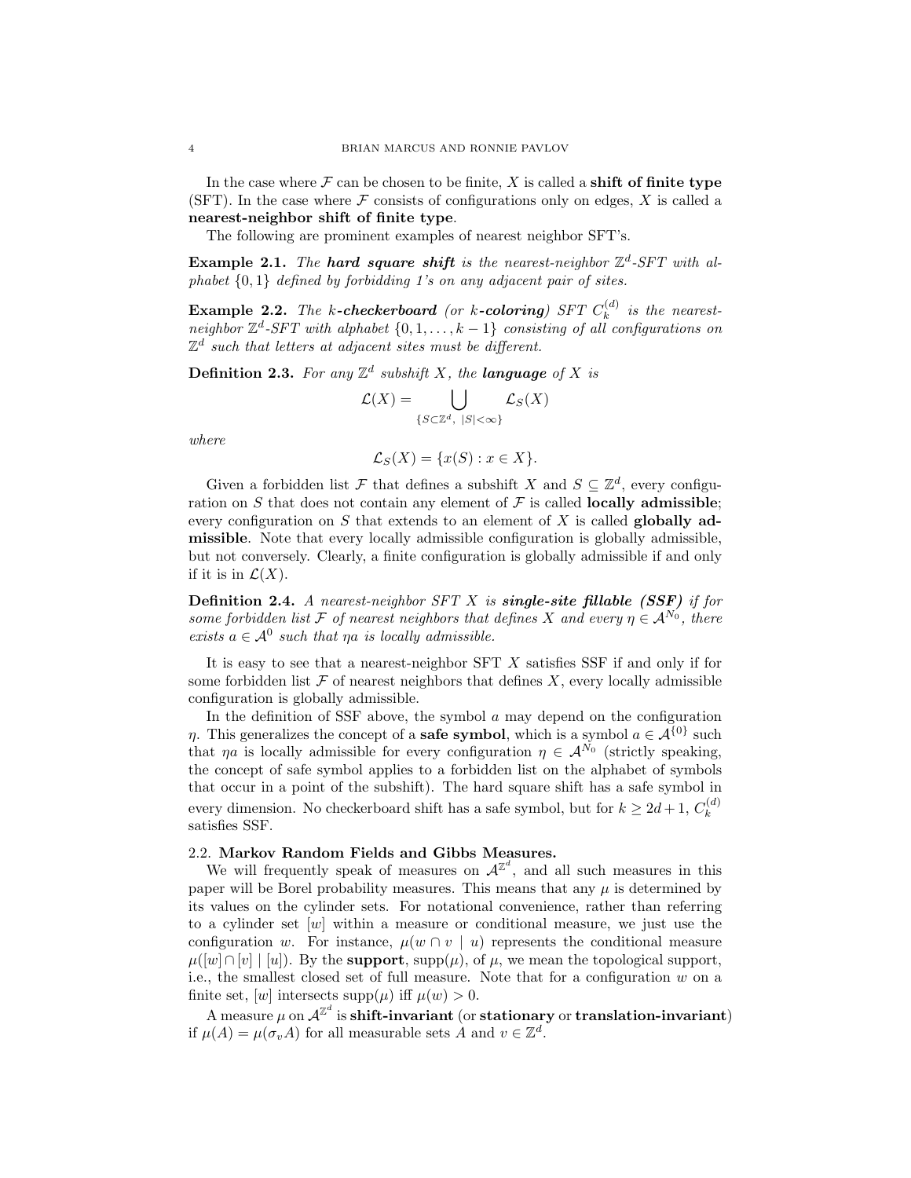In the case where $\mathcal{F}$ can be chosen to be finite, $X$ is called a **shift of finite type** (SFT). In the case where $\mathcal{F}$ consists of configurations only on edges, $X$ is called a **nearest-neighbor shift of finite type**.

The following are prominent examples of nearest neighbor SFT's.

**Example 2.1.** *The **hard square shift** is the nearest-neighbor $\mathbb{Z}^d$-SFT with alphabet $\{0,1\}$ defined by forbidding 1's on any adjacent pair of sites.*

**Example 2.2.** *The $k$-**checkerboard** (or $k$-**coloring**) SFT $C_k^{(d)}$ is the nearest-neighbor $\mathbb{Z}^d$-SFT with alphabet $\{0,1,\ldots,k-1\}$ consisting of all configurations on $\mathbb{Z}^d$ such that letters at adjacent sites must be different.*

**Definition 2.3.** *For any $\mathbb{Z}^d$ subshift $X$, the **language** of $X$ is*

$$\mathcal{L}(X) = \bigcup_{\{S \subset \mathbb{Z}^d,\ |S|<\infty\}} \mathcal{L}_S(X)$$

*where*

$$\mathcal{L}_S(X) = \{x(S) : x \in X\}.$$

Given a forbidden list $\mathcal{F}$ that defines a subshift $X$ and $S \subseteq \mathbb{Z}^d$, every configuration on $S$ that does not contain any element of $\mathcal{F}$ is called **locally admissible**; every configuration on $S$ that extends to an element of $X$ is called **globally admissible**. Note that every locally admissible configuration is globally admissible, but not conversely. Clearly, a finite configuration is globally admissible if and only if it is in $\mathcal{L}(X)$.

**Definition 2.4.** *A nearest-neighbor SFT $X$ is **single-site fillable (SSF)** if for some forbidden list $\mathcal{F}$ of nearest neighbors that defines $X$ and every $\eta \in \mathcal{A}^{N_0}$, there exists $a \in \mathcal{A}^0$ such that $\eta a$ is locally admissible.*

It is easy to see that a nearest-neighbor SFT $X$ satisfies SSF if and only if for some forbidden list $\mathcal{F}$ of nearest neighbors that defines $X$, every locally admissible configuration is globally admissible.

In the definition of SSF above, the symbol $a$ may depend on the configuration $\eta$. This generalizes the concept of a **safe symbol**, which is a symbol $a \in \mathcal{A}^{\{0\}}$ such that $\eta a$ is locally admissible for every configuration $\eta \in \mathcal{A}^{N_0}$ (strictly speaking, the concept of safe symbol applies to a forbidden list on the alphabet of symbols that occur in a point of the subshift). The hard square shift has a safe symbol in every dimension. No checkerboard shift has a safe symbol, but for $k \geq 2d+1$, $C_k^{(d)}$ satisfies SSF.

### 2.2. Markov Random Fields and Gibbs Measures.

We will frequently speak of measures on $\mathcal{A}^{\mathbb{Z}^d}$, and all such measures in this paper will be Borel probability measures. This means that any $\mu$ is determined by its values on the cylinder sets. For notational convenience, rather than referring to a cylinder set $[w]$ within a measure or conditional measure, we just use the configuration $w$. For instance, $\mu(w \cap v \mid u)$ represents the conditional measure $\mu([w] \cap [v] \mid [u])$. By the **support**, $\mathrm{supp}(\mu)$, of $\mu$, we mean the topological support, i.e., the smallest closed set of full measure. Note that for a configuration $w$ on a finite set, $[w]$ intersects $\mathrm{supp}(\mu)$ iff $\mu(w) > 0$.

A measure $\mu$ on $\mathcal{A}^{\mathbb{Z}^d}$ is **shift-invariant** (or **stationary** or **translation-invariant**) if $\mu(A) = \mu(\sigma_v A)$ for all measurable sets $A$ and $v \in \mathbb{Z}^d$.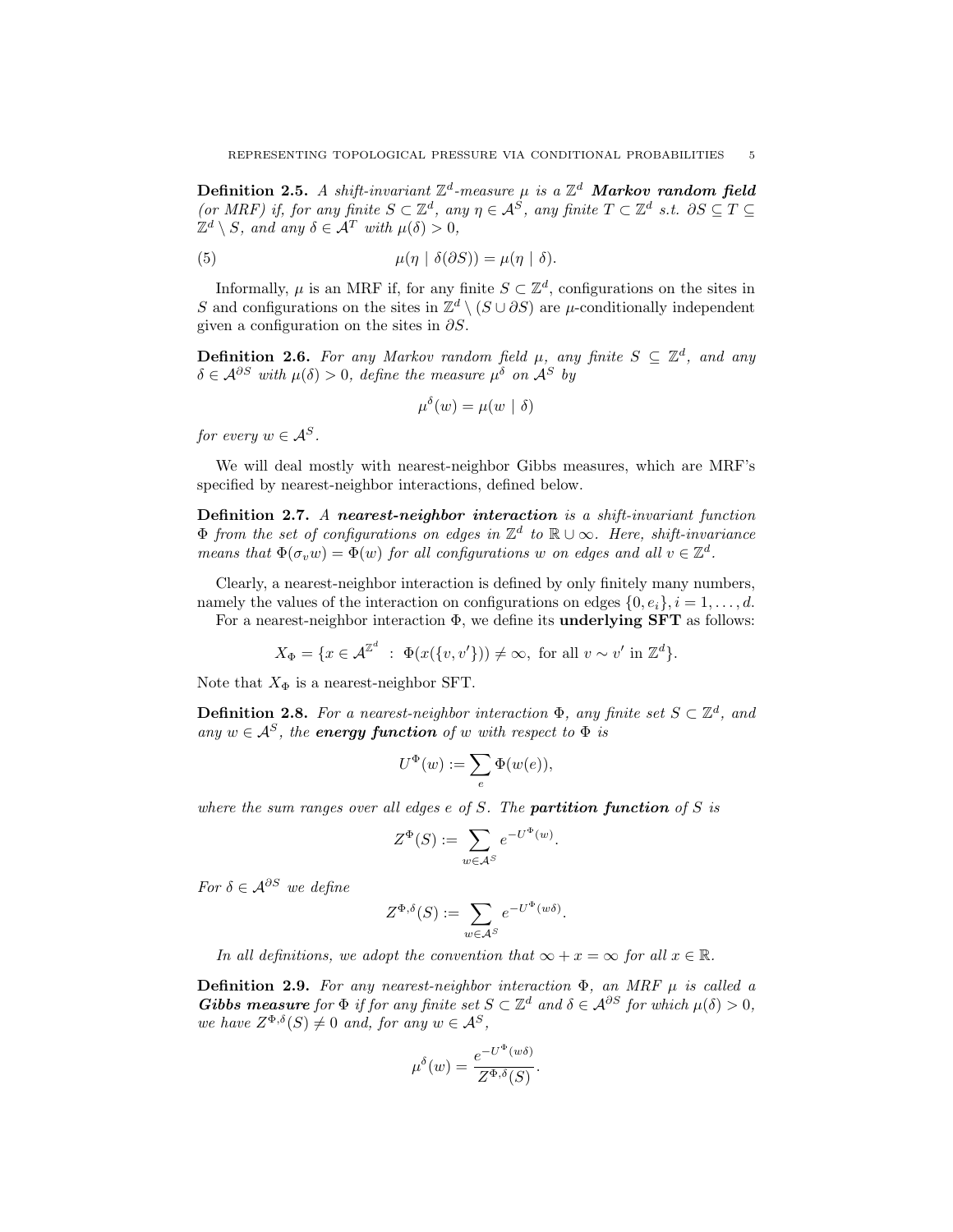**Definition 2.5.** *A shift-invariant $\mathbb{Z}^d$-measure $\mu$ is a $\mathbb{Z}^d$* ***Markov random field*** *(or MRF) if, for any finite $S \subset \mathbb{Z}^d$, any $\eta \in \mathcal{A}^S$, any finite $T \subset \mathbb{Z}^d$ s.t. $\partial S \subseteq T \subseteq \mathbb{Z}^d \setminus S$, and any $\delta \in \mathcal{A}^T$ with $\mu(\delta) > 0$,*

$$\mu(\eta \mid \delta(\partial S)) = \mu(\eta \mid \delta). \tag{5}$$

Informally, $\mu$ is an MRF if, for any finite $S \subset \mathbb{Z}^d$, configurations on the sites in $S$ and configurations on the sites in $\mathbb{Z}^d \setminus (S \cup \partial S)$ are $\mu$-conditionally independent given a configuration on the sites in $\partial S$.

**Definition 2.6.** *For any Markov random field $\mu$, any finite $S \subseteq \mathbb{Z}^d$, and any $\delta \in \mathcal{A}^{\partial S}$ with $\mu(\delta) > 0$, define the measure $\mu^\delta$ on $\mathcal{A}^S$ by*

$$\mu^\delta(w) = \mu(w \mid \delta)$$

*for every $w \in \mathcal{A}^S$.*

We will deal mostly with nearest-neighbor Gibbs measures, which are MRF's specified by nearest-neighbor interactions, defined below.

**Definition 2.7.** *A* ***nearest-neighbor interaction*** *is a shift-invariant function $\Phi$ from the set of configurations on edges in $\mathbb{Z}^d$ to $\mathbb{R} \cup \infty$. Here, shift-invariance means that $\Phi(\sigma_v w) = \Phi(w)$ for all configurations $w$ on edges and all $v \in \mathbb{Z}^d$.*

Clearly, a nearest-neighbor interaction is defined by only finitely many numbers, namely the values of the interaction on configurations on edges $\{0, e_i\}, i = 1, \ldots, d$.

For a nearest-neighbor interaction $\Phi$, we define its **underlying SFT** as follows:

$$X_\Phi = \{x \in \mathcal{A}^{\mathbb{Z}^d} \ : \ \Phi(x(\{v, v'\})) \neq \infty, \text{ for all } v \sim v' \text{ in } \mathbb{Z}^d\}.$$

Note that $X_\Phi$ is a nearest-neighbor SFT.

**Definition 2.8.** *For a nearest-neighbor interaction $\Phi$, any finite set $S \subset \mathbb{Z}^d$, and any $w \in \mathcal{A}^S$, the* ***energy function*** *of $w$ with respect to $\Phi$ is*

$$U^\Phi(w) := \sum_e \Phi(w(e)),$$

*where the sum ranges over all edges $e$ of $S$. The* ***partition function*** *of $S$ is*

$$Z^\Phi(S) := \sum_{w \in \mathcal{A}^S} e^{-U^\Phi(w)}.$$

*For $\delta \in \mathcal{A}^{\partial S}$ we define*

$$Z^{\Phi,\delta}(S) := \sum_{w \in \mathcal{A}^S} e^{-U^\Phi(w\delta)}.$$

*In all definitions, we adopt the convention that $\infty + x = \infty$ for all $x \in \mathbb{R}$.*

**Definition 2.9.** *For any nearest-neighbor interaction $\Phi$, an MRF $\mu$ is called a* ***Gibbs measure*** *for $\Phi$ if for any finite set $S \subset \mathbb{Z}^d$ and $\delta \in \mathcal{A}^{\partial S}$ for which $\mu(\delta) > 0$, we have $Z^{\Phi,\delta}(S) \neq 0$ and, for any $w \in \mathcal{A}^S$,*

$$\mu^\delta(w) = \frac{e^{-U^\Phi(w\delta)}}{Z^{\Phi,\delta}(S)}.$$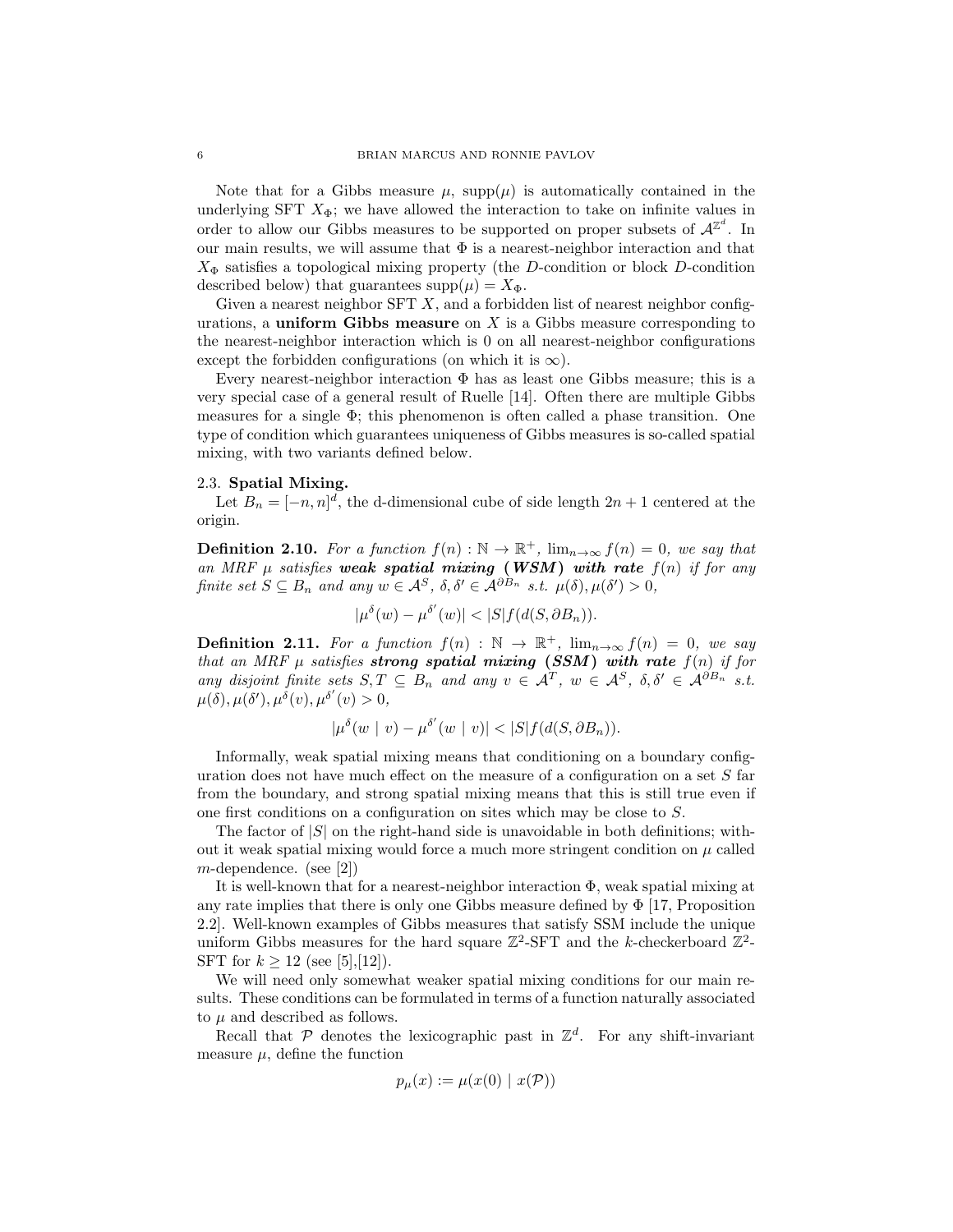Note that for a Gibbs measure $\mu$, $\mathrm{supp}(\mu)$ is automatically contained in the underlying SFT $X_\Phi$; we have allowed the interaction to take on infinite values in order to allow our Gibbs measures to be supported on proper subsets of $\mathcal{A}^{\mathbb{Z}^d}$. In our main results, we will assume that $\Phi$ is a nearest-neighbor interaction and that $X_\Phi$ satisfies a topological mixing property (the $D$-condition or block $D$-condition described below) that guarantees $\mathrm{supp}(\mu) = X_\Phi$.

Given a nearest neighbor SFT $X$, and a forbidden list of nearest neighbor configurations, a **uniform Gibbs measure** on $X$ is a Gibbs measure corresponding to the nearest-neighbor interaction which is 0 on all nearest-neighbor configurations except the forbidden configurations (on which it is $\infty$).

Every nearest-neighbor interaction $\Phi$ has as least one Gibbs measure; this is a very special case of a general result of Ruelle [14]. Often there are multiple Gibbs measures for a single $\Phi$; this phenomenon is often called a phase transition. One type of condition which guarantees uniqueness of Gibbs measures is so-called spatial mixing, with two variants defined below.

### 2.3. Spatial Mixing.

Let $B_n = [-n, n]^d$, the d-dimensional cube of side length $2n + 1$ centered at the origin.

**Definition 2.10.** *For a function $f(n) : \mathbb{N} \to \mathbb{R}^+$, $\lim_{n\to\infty} f(n) = 0$, we say that an MRF $\mu$ satisfies **weak spatial mixing (WSM) with rate** $f(n)$ if for any finite set $S \subseteq B_n$ and any $w \in \mathcal{A}^S$, $\delta, \delta' \in \mathcal{A}^{\partial B_n}$ s.t. $\mu(\delta), \mu(\delta') > 0$,*

$$|\mu^{\delta}(w) - \mu^{\delta'}(w)| < |S| f(d(S, \partial B_n)).$$

**Definition 2.11.** *For a function $f(n) : \mathbb{N} \to \mathbb{R}^+$, $\lim_{n\to\infty} f(n) = 0$, we say that an MRF $\mu$ satisfies **strong spatial mixing (SSM) with rate** $f(n)$ if for any disjoint finite sets $S, T \subseteq B_n$ and any $v \in \mathcal{A}^T$, $w \in \mathcal{A}^S$, $\delta, \delta' \in \mathcal{A}^{\partial B_n}$ s.t. $\mu(\delta), \mu(\delta'), \mu^{\delta}(v), \mu^{\delta'}(v) > 0$,*

$$|\mu^{\delta}(w \mid v) - \mu^{\delta'}(w \mid v)| < |S| f(d(S, \partial B_n)).$$

Informally, weak spatial mixing means that conditioning on a boundary configuration does not have much effect on the measure of a configuration on a set $S$ far from the boundary, and strong spatial mixing means that this is still true even if one first conditions on a configuration on sites which may be close to $S$.

The factor of $|S|$ on the right-hand side is unavoidable in both definitions; without it weak spatial mixing would force a much more stringent condition on $\mu$ called $m$-dependence. (see [2])

It is well-known that for a nearest-neighbor interaction $\Phi$, weak spatial mixing at any rate implies that there is only one Gibbs measure defined by $\Phi$ [17, Proposition 2.2]. Well-known examples of Gibbs measures that satisfy SSM include the unique uniform Gibbs measures for the hard square $\mathbb{Z}^2$-SFT and the $k$-checkerboard $\mathbb{Z}^2$-SFT for $k \geq 12$ (see [5],[12]).

We will need only somewhat weaker spatial mixing conditions for our main results. These conditions can be formulated in terms of a function naturally associated to $\mu$ and described as follows.

Recall that $\mathcal{P}$ denotes the lexicographic past in $\mathbb{Z}^d$. For any shift-invariant measure $\mu$, define the function

$$p_\mu(x) := \mu(x(0) \mid x(\mathcal{P}))$$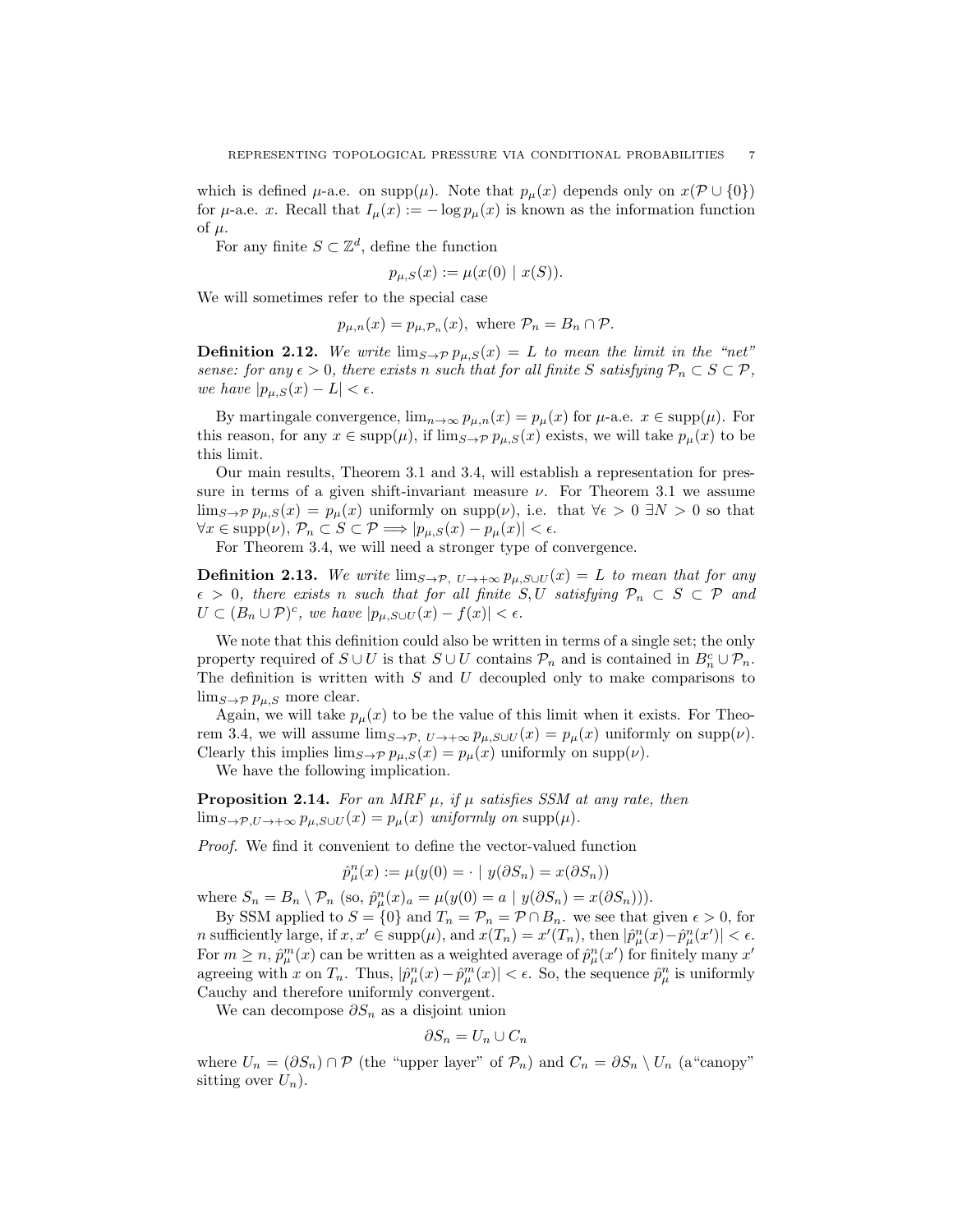which is defined $\mu$-a.e. on $\mathrm{supp}(\mu)$. Note that $p_\mu(x)$ depends only on $x(\mathcal{P} \cup \{0\})$ for $\mu$-a.e. $x$. Recall that $I_\mu(x) := -\log p_\mu(x)$ is known as the information function of $\mu$.

For any finite $S \subset \mathbb{Z}^d$, define the function

$$p_{\mu,S}(x) := \mu(x(0) \mid x(S)).$$

We will sometimes refer to the special case

$$p_{\mu,n}(x) = p_{\mu,\mathcal{P}_n}(x), \text{ where } \mathcal{P}_n = B_n \cap \mathcal{P}.$$

**Definition 2.12.** *We write $\lim_{S \to \mathcal{P}} p_{\mu,S}(x) = L$ to mean the limit in the "net" sense: for any $\epsilon > 0$, there exists $n$ such that for all finite $S$ satisfying $\mathcal{P}_n \subset S \subset \mathcal{P}$, we have $|p_{\mu,S}(x) - L| < \epsilon$.*

By martingale convergence, $\lim_{n\to\infty} p_{\mu,n}(x) = p_\mu(x)$ for $\mu$-a.e. $x \in \mathrm{supp}(\mu)$. For this reason, for any $x \in \mathrm{supp}(\mu)$, if $\lim_{S\to\mathcal{P}} p_{\mu,S}(x)$ exists, we will take $p_\mu(x)$ to be this limit.

Our main results, Theorem 3.1 and 3.4, will establish a representation for pressure in terms of a given shift-invariant measure $\nu$. For Theorem 3.1 we assume $\lim_{S\to\mathcal{P}} p_{\mu,S}(x) = p_\mu(x)$ uniformly on $\mathrm{supp}(\nu)$, i.e. that $\forall \epsilon > 0\ \exists N > 0$ so that $\forall x \in \mathrm{supp}(\nu)$, $\mathcal{P}_n \subset S \subset \mathcal{P} \Longrightarrow |p_{\mu,S}(x) - p_\mu(x)| < \epsilon$.

For Theorem 3.4, we will need a stronger type of convergence.

**Definition 2.13.** *We write $\lim_{S\to\mathcal{P},\ U\to+\infty} p_{\mu,S\cup U}(x) = L$ to mean that for any $\epsilon > 0$, there exists $n$ such that for all finite $S, U$ satisfying $\mathcal{P}_n \subset S \subset \mathcal{P}$ and $U \subset (B_n \cup \mathcal{P})^c$, we have $|p_{\mu,S\cup U}(x) - f(x)| < \epsilon$.*

We note that this definition could also be written in terms of a single set; the only property required of $S \cup U$ is that $S \cup U$ contains $\mathcal{P}_n$ and is contained in $B_n^c \cup \mathcal{P}_n$. The definition is written with $S$ and $U$ decoupled only to make comparisons to $\lim_{S\to\mathcal{P}} p_{\mu,S}$ more clear.

Again, we will take $p_\mu(x)$ to be the value of this limit when it exists. For Theorem 3.4, we will assume $\lim_{S\to\mathcal{P},\ U\to+\infty} p_{\mu,S\cup U}(x) = p_\mu(x)$ uniformly on $\mathrm{supp}(\nu)$. Clearly this implies $\lim_{S\to\mathcal{P}} p_{\mu,S}(x) = p_\mu(x)$ uniformly on $\mathrm{supp}(\nu)$.

We have the following implication.

**Proposition 2.14.** *For an MRF $\mu$, if $\mu$ satisfies SSM at any rate, then $\lim_{S\to\mathcal{P},U\to+\infty} p_{\mu,S\cup U}(x) = p_\mu(x)$ uniformly on $\mathrm{supp}(\mu)$.*

*Proof.* We find it convenient to define the vector-valued function

$$\hat{p}^n_\mu(x) := \mu(y(0) = \cdot \mid y(\partial S_n) = x(\partial S_n))$$

where $S_n = B_n \setminus \mathcal{P}_n$ (so, $\hat{p}^n_\mu(x)_a = \mu(y(0) = a \mid y(\partial S_n) = x(\partial S_n))$).

By SSM applied to $S = \{0\}$ and $T_n = \mathcal{P}_n = \mathcal{P} \cap B_n$. we see that given $\epsilon > 0$, for $n$ sufficiently large, if $x, x' \in \mathrm{supp}(\mu)$, and $x(T_n) = x'(T_n)$, then $|\hat{p}^n_\mu(x) - \hat{p}^n_\mu(x')| < \epsilon$. For $m \geq n$, $\hat{p}^m_\mu(x)$ can be written as a weighted average of $\hat{p}^n_\mu(x')$ for finitely many $x'$ agreeing with $x$ on $T_n$. Thus, $|\hat{p}^n_\mu(x) - \hat{p}^m_\mu(x)| < \epsilon$. So, the sequence $\hat{p}^n_\mu$ is uniformly Cauchy and therefore uniformly convergent.

We can decompose $\partial S_n$ as a disjoint union

$$\partial S_n = U_n \cup C_n$$

where $U_n = (\partial S_n) \cap \mathcal{P}$ (the "upper layer" of $\mathcal{P}_n$) and $C_n = \partial S_n \setminus U_n$ (a"canopy" sitting over $U_n$).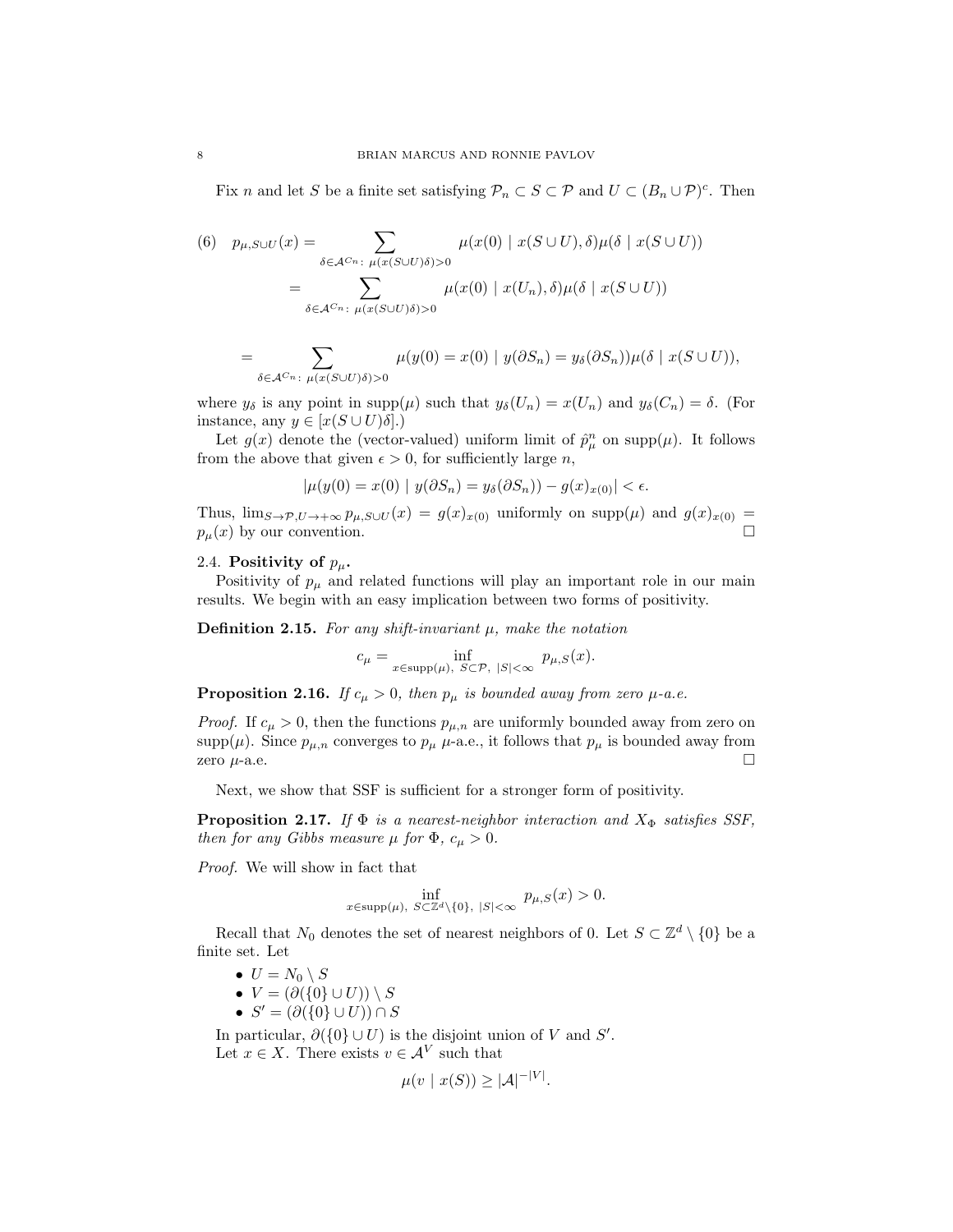Fix $n$ and let $S$ be a finite set satisfying $\mathcal{P}_n \subset S \subset \mathcal{P}$ and $U \subset (B_n \cup \mathcal{P})^c$. Then

$$
\begin{aligned}
(6) \quad p_{\mu,S\cup U}(x) &= \sum_{\delta \in \mathcal{A}^{C_n}:\ \mu(x(S\cup U)\delta)>0} \mu(x(0) \mid x(S\cup U),\delta)\mu(\delta \mid x(S\cup U)) \\
&= \sum_{\delta \in \mathcal{A}^{C_n}:\ \mu(x(S\cup U)\delta)>0} \mu(x(0) \mid x(U_n),\delta)\mu(\delta \mid x(S\cup U))
\end{aligned}
$$

$$
= \sum_{\delta \in \mathcal{A}^{C_n}:\ \mu(x(S\cup U)\delta)>0} \mu(y(0)=x(0) \mid y(\partial S_n) = y_\delta(\partial S_n))\mu(\delta \mid x(S\cup U)),
$$

where $y_\delta$ is any point in $\text{supp}(\mu)$ such that $y_\delta(U_n) = x(U_n)$ and $y_\delta(C_n) = \delta$. (For instance, any $y \in [x(S\cup U)\delta]$.)

Let $g(x)$ denote the (vector-valued) uniform limit of $\hat{p}^n_\mu$ on $\text{supp}(\mu)$. It follows from the above that given $\epsilon > 0$, for sufficiently large $n$,

$$
|\mu(y(0) = x(0) \mid y(\partial S_n) = y_\delta(\partial S_n)) - g(x)_{x(0)}| < \epsilon.
$$

Thus, $\lim_{S\to\mathcal{P}, U\to+\infty} p_{\mu,S\cup U}(x) = g(x)_{x(0)}$ uniformly on $\text{supp}(\mu)$ and $g(x)_{x(0)} = p_\mu(x)$ by our convention. $\square$

### 2.4. Positivity of $p_\mu$.

Positivity of $p_\mu$ and related functions will play an important role in our main results. We begin with an easy implication between two forms of positivity.

**Definition 2.15.** *For any shift-invariant $\mu$, make the notation*

$$
c_\mu = \inf_{x\in\text{supp}(\mu),\ S\subset\mathcal{P},\ |S|<\infty} p_{\mu,S}(x).
$$

**Proposition 2.16.** *If $c_\mu > 0$, then $p_\mu$ is bounded away from zero $\mu$-a.e.*

*Proof.* If $c_\mu > 0$, then the functions $p_{\mu,n}$ are uniformly bounded away from zero on $\text{supp}(\mu)$. Since $p_{\mu,n}$ converges to $p_\mu$ $\mu$-a.e., it follows that $p_\mu$ is bounded away from zero $\mu$-a.e. $\square$

Next, we show that SSF is sufficient for a stronger form of positivity.

**Proposition 2.17.** *If $\Phi$ is a nearest-neighbor interaction and $X_\Phi$ satisfies SSF, then for any Gibbs measure $\mu$ for $\Phi$, $c_\mu > 0$.*

*Proof.* We will show in fact that

$$
\inf_{x\in\text{supp}(\mu),\ S\subset\mathbb{Z}^d\setminus\{0\},\ |S|<\infty} p_{\mu,S}(x) > 0.
$$

Recall that $N_0$ denotes the set of nearest neighbors of 0. Let $S \subset \mathbb{Z}^d \setminus \{0\}$ be a finite set. Let

- $U = N_0 \setminus S$
- $V = (\partial(\{0\} \cup U)) \setminus S$
- $S' = (\partial(\{0\} \cup U)) \cap S$

In particular, $\partial(\{0\} \cup U)$ is the disjoint union of $V$ and $S'$.

Let $x \in X$. There exists $v \in \mathcal{A}^V$ such that

$$
\mu(v \mid x(S)) \geq |\mathcal{A}|^{-|V|}.
$$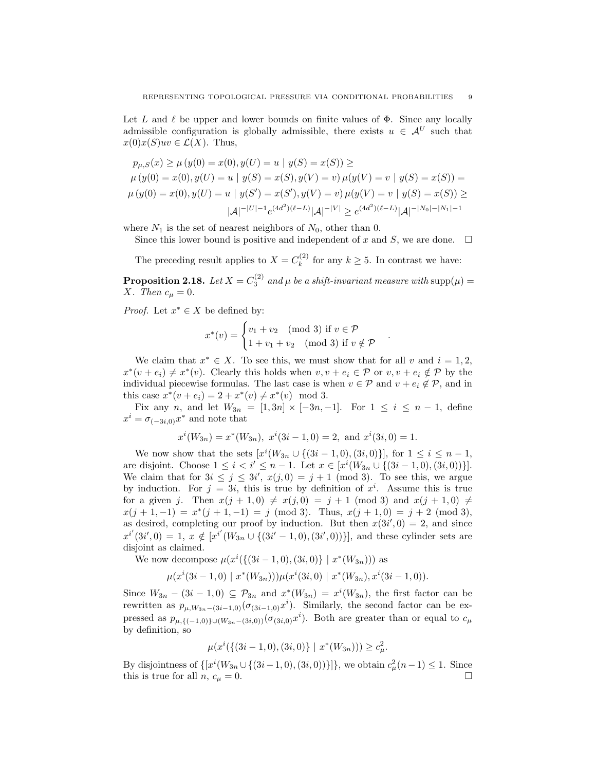Let $L$ and $\ell$ be upper and lower bounds on finite values of $\Phi$. Since any locally admissible configuration is globally admissible, there exists $u \in \mathcal{A}^U$ such that $x(0)x(S)uv \in \mathcal{L}(X)$. Thus,

$$
\begin{aligned}
p_{\mu,S}(x) &\geq \mu\left(y(0) = x(0), y(U) = u \mid y(S) = x(S)\right) \geq \\
\mu\left(y(0) = x(0), y(U) = u \mid y(S) = x(S), y(V) = v\right) &\mu(y(V) = v \mid y(S) = x(S)) = \\
\mu\left(y(0) = x(0), y(U) = u \mid y(S') = x(S'), y(V) = v\right) &\mu(y(V) = v \mid y(S) = x(S)) \geq \\
|\mathcal{A}|^{-|U|-1} e^{(4d^2)(\ell - L)} |\mathcal{A}|^{-|V|} &\geq e^{(4d^2)(\ell-L)} |\mathcal{A}|^{-|N_0|-|N_1|-1}
\end{aligned}
$$

where $N_1$ is the set of nearest neighbors of $N_0$, other than 0.

Since this lower bound is positive and independent of $x$ and $S$, we are done. $\square$

The preceding result applies to $X = C_k^{(2)}$ for any $k \geq 5$. In contrast we have:

**Proposition 2.18.** *Let $X = C_3^{(2)}$ and $\mu$ be a shift-invariant measure with $\mathrm{supp}(\mu) = X$. Then $c_\mu = 0$.*

*Proof.* Let $x^* \in X$ be defined by:

$$
x^*(v) = \begin{cases} v_1 + v_2 \pmod 3 \text{ if } v \in \mathcal{P} \\ 1 + v_1 + v_2 \pmod 3 \text{ if } v \notin \mathcal{P} \end{cases}.
$$

We claim that $x^* \in X$. To see this, we must show that for all $v$ and $i = 1, 2$, $x^*(v + e_i) \neq x^*(v)$. Clearly this holds when $v, v + e_i \in \mathcal{P}$ or $v, v + e_i \notin \mathcal{P}$ by the individual piecewise formulas. The last case is when $v \in \mathcal{P}$ and $v + e_i \notin \mathcal{P}$, and in this case $x^*(v + e_i) = 2 + x^*(v) \neq x^*(v) \mod 3$.

Fix any $n$, and let $W_{3n} = [1, 3n] \times [-3n, -1]$. For $1 \leq i \leq n - 1$, define $x^i = \sigma_{(-3i,0)} x^*$ and note that

$$
x^i(W_{3n}) = x^*(W_{3n}),\ x^i(3i - 1, 0) = 2, \text{ and } x^i(3i, 0) = 1.
$$

We now show that the sets $[x^i(W_{3n} \cup \{(3i-1, 0), (3i, 0)\}]$, for $1 \leq i \leq n - 1$, are disjoint. Choose $1 \leq i < i' \leq n - 1$. Let $x \in [x^i(W_{3n} \cup \{(3i - 1, 0), (3i, 0)\})]$. We claim that for $3i \leq j \leq 3i'$, $x(j, 0) = j + 1 \pmod 3$. To see this, we argue by induction. For $j = 3i$, this is true by definition of $x^i$. Assume this is true for a given $j$. Then $x(j + 1, 0) \neq x(j, 0) = j + 1 \pmod 3$ and $x(j + 1, 0) \neq x(j + 1, -1) = x^*(j + 1, -1) = j \pmod 3$. Thus, $x(j + 1, 0) = j + 2 \pmod 3$, as desired, completing our proof by induction. But then $x(3i', 0) = 2$, and since $x^{i'}(3i', 0) = 1$, $x \notin [x^{i'}(W_{3n} \cup \{(3i' - 1, 0), (3i', 0)\})]$, and these cylinder sets are disjoint as claimed.

We now decompose $\mu(x^i(\{(3i - 1, 0), (3i, 0)\} \mid x^*(W_{3n})))$ as

$$
\mu(x^i(3i - 1, 0) \mid x^*(W_{3n})))\mu(x^i(3i, 0) \mid x^*(W_{3n}), x^i(3i - 1, 0)).
$$

Since $W_{3n} - (3i - 1, 0) \subseteq \mathcal{P}_{3n}$ and $x^*(W_{3n}) = x^i(W_{3n})$, the first factor can be rewritten as $p_{\mu, W_{3n}-(3i-1,0)}(\sigma_{(3i-1,0)} x^i)$. Similarly, the second factor can be expressed as $p_{\mu, \{(-1,0)\} \cup (W_{3n}-(3i,0))}(\sigma_{(3i,0)} x^i)$. Both are greater than or equal to $c_\mu$ by definition, so

$$
\mu(x^i(\{(3i - 1, 0), (3i, 0)\} \mid x^*(W_{3n}))) \geq c_\mu^2.
$$

By disjointness of $\{[x^i(W_{3n} \cup \{(3i - 1, 0), (3i, 0)\})]\}$, we obtain $c_\mu^2(n - 1) \leq 1$. Since this is true for all $n$, $c_\mu = 0$. $\square$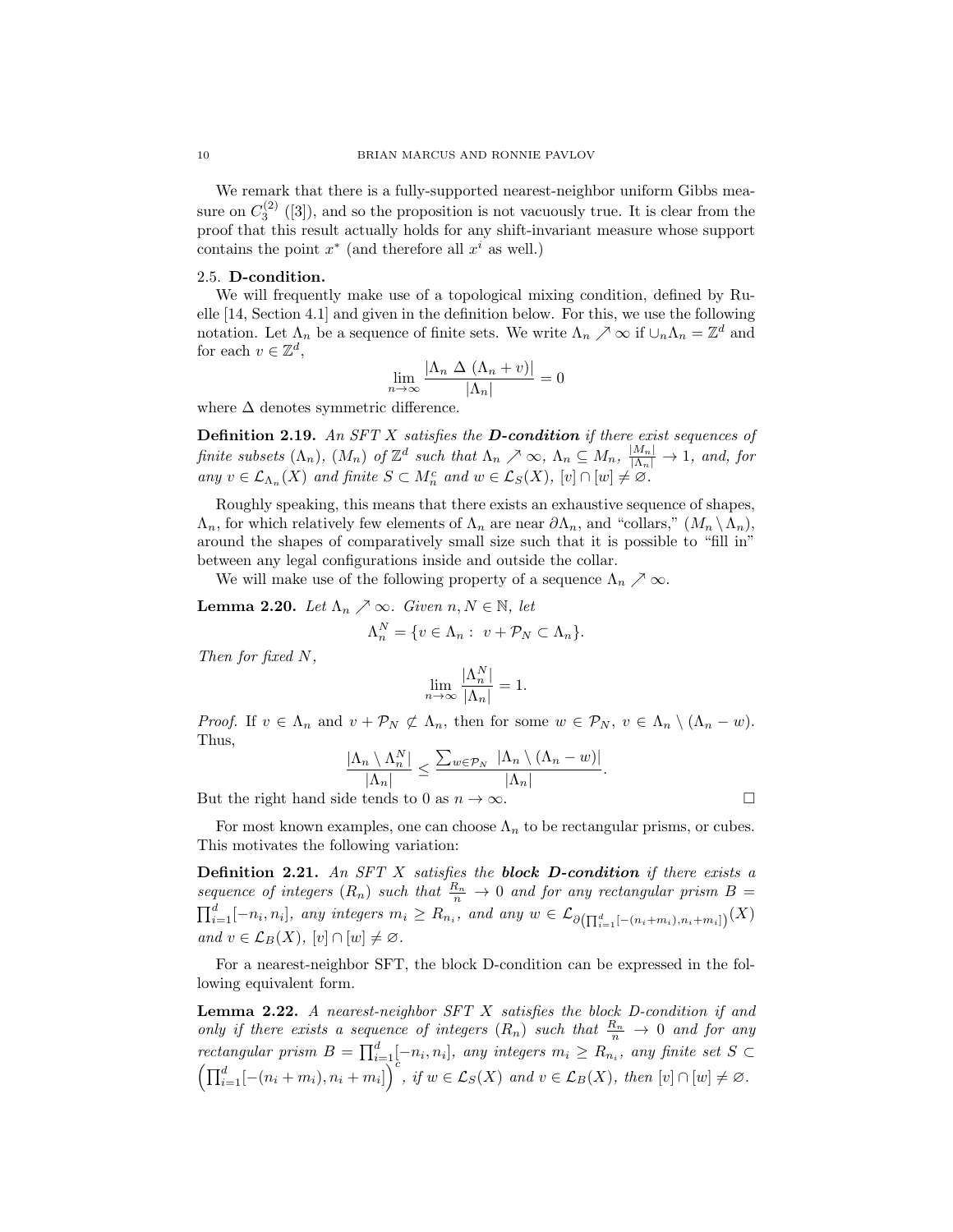We remark that there is a fully-supported nearest-neighbor uniform Gibbs measure on $C_3^{(2)}$ ([3]), and so the proposition is not vacuously true. It is clear from the proof that this result actually holds for any shift-invariant measure whose support contains the point $x^*$ (and therefore all $x^i$ as well.)

## 2.5. D-condition.

We will frequently make use of a topological mixing condition, defined by Ruelle [14, Section 4.1] and given in the definition below. For this, we use the following notation. Let $\Lambda_n$ be a sequence of finite sets. We write $\Lambda_n \nearrow \infty$ if $\cup_n \Lambda_n = \mathbb{Z}^d$ and for each $v \in \mathbb{Z}^d$,

$$\lim_{n\to\infty} \frac{|\Lambda_n \;\Delta\; (\Lambda_n + v)|}{|\Lambda_n|} = 0$$

where $\Delta$ denotes symmetric difference.

**Definition 2.19.** *An SFT $X$ satisfies the **D-condition** if there exist sequences of finite subsets $(\Lambda_n)$, $(M_n)$ of $\mathbb{Z}^d$ such that $\Lambda_n \nearrow \infty$, $\Lambda_n \subseteq M_n$, $\frac{|M_n|}{|\Lambda_n|} \to 1$, and, for any $v \in \mathcal{L}_{\Lambda_n}(X)$ and finite $S \subset M_n^c$ and $w \in \mathcal{L}_S(X)$, $[v] \cap [w] \neq \varnothing$.*

Roughly speaking, this means that there exists an exhaustive sequence of shapes, $\Lambda_n$, for which relatively few elements of $\Lambda_n$ are near $\partial \Lambda_n$, and "collars," $(M_n \setminus \Lambda_n)$, around the shapes of comparatively small size such that it is possible to "fill in" between any legal configurations inside and outside the collar.

We will make use of the following property of a sequence $\Lambda_n \nearrow \infty$.

**Lemma 2.20.** *Let $\Lambda_n \nearrow \infty$. Given $n, N \in \mathbb{N}$, let*

$$\Lambda_n^N = \{v \in \Lambda_n : \; v + \mathcal{P}_N \subset \Lambda_n\}.$$

*Then for fixed $N$,*

$$\lim_{n\to\infty} \frac{|\Lambda_n^N|}{|\Lambda_n|} = 1.$$

*Proof.* If $v \in \Lambda_n$ and $v + \mathcal{P}_N \not\subset \Lambda_n$, then for some $w \in \mathcal{P}_N$, $v \in \Lambda_n \setminus (\Lambda_n - w)$. Thus,

$$\frac{|\Lambda_n \setminus \Lambda_n^N|}{|\Lambda_n|} \leq \frac{\sum_{w \in \mathcal{P}_N} \; |\Lambda_n \setminus (\Lambda_n - w)|}{|\Lambda_n|}.$$

But the right hand side tends to 0 as $n \to \infty$. □

For most known examples, one can choose $\Lambda_n$ to be rectangular prisms, or cubes. This motivates the following variation:

**Definition 2.21.** *An SFT $X$ satisfies the **block D-condition** if there exists a sequence of integers $(R_n)$ such that $\frac{R_n}{n} \to 0$ and for any rectangular prism $B = \prod_{i=1}^d [-n_i, n_i]$, any integers $m_i \geq R_{n_i}$, and any $w \in \mathcal{L}_{\partial(\prod_{i=1}^d [-(n_i+m_i), n_i+m_i])}(X)$ and $v \in \mathcal{L}_B(X)$, $[v] \cap [w] \neq \varnothing$.*

For a nearest-neighbor SFT, the block D-condition can be expressed in the following equivalent form.

**Lemma 2.22.** *A nearest-neighbor SFT $X$ satisfies the block D-condition if and only if there exists a sequence of integers $(R_n)$ such that $\frac{R_n}{n} \to 0$ and for any rectangular prism $B = \prod_{i=1}^d [-n_i, n_i]$, any integers $m_i \geq R_{n_i}$, any finite set $S \subset \left(\prod_{i=1}^d [-(n_i + m_i), n_i + m_i]\right)^c$, if $w \in \mathcal{L}_S(X)$ and $v \in \mathcal{L}_B(X)$, then $[v] \cap [w] \neq \varnothing$.*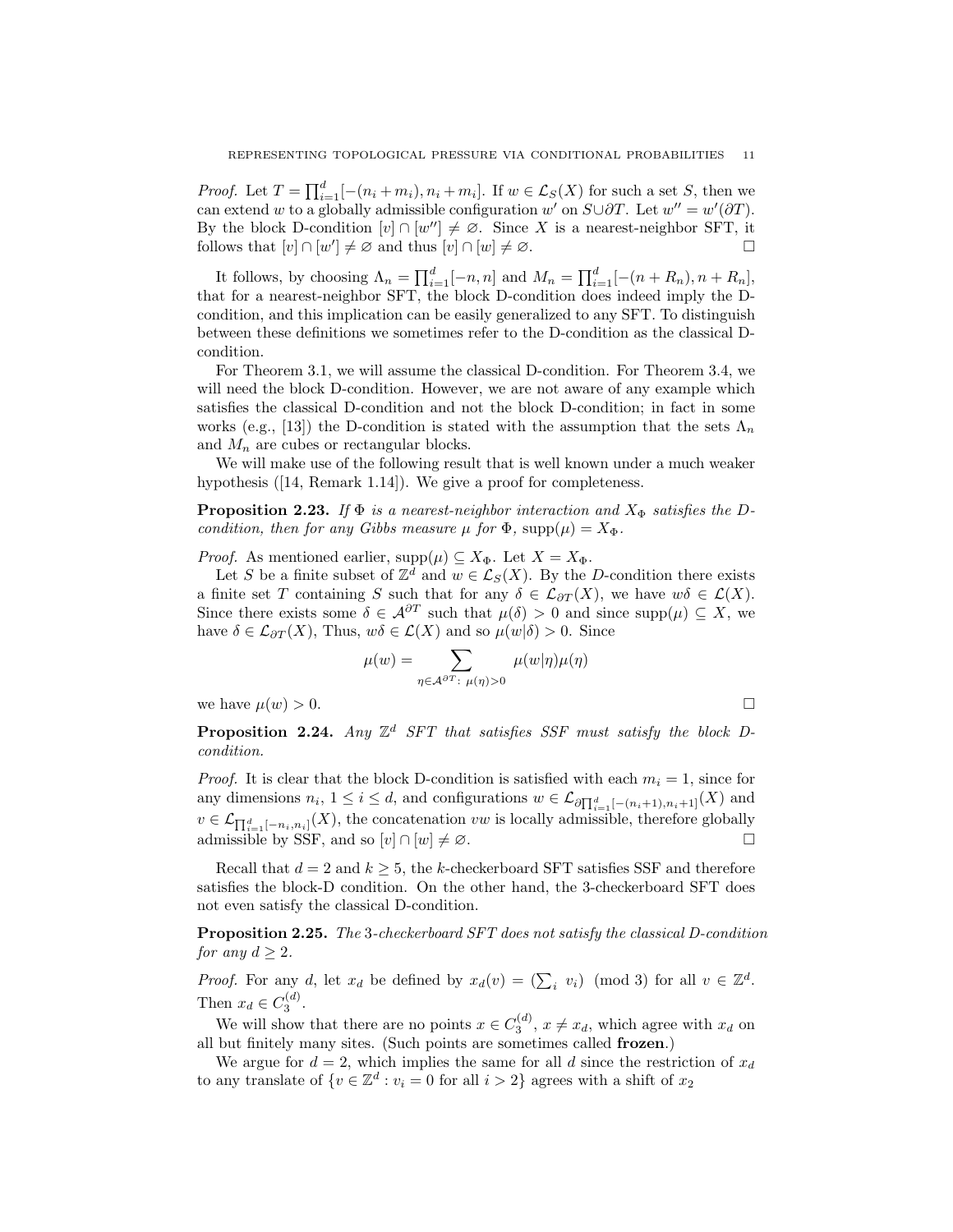*Proof.* Let $T = \prod_{i=1}^{d}[-(n_i+m_i), n_i+m_i]$. If $w \in \mathcal{L}_S(X)$ for such a set $S$, then we can extend $w$ to a globally admissible configuration $w'$ on $S \cup \partial T$. Let $w'' = w'(\partial T)$. By the block D-condition $[v] \cap [w''] \neq \varnothing$. Since $X$ is a nearest-neighbor SFT, it follows that $[v] \cap [w'] \neq \varnothing$ and thus $[v] \cap [w] \neq \varnothing$. $\square$

It follows, by choosing $\Lambda_n = \prod_{i=1}^{d}[-n, n]$ and $M_n = \prod_{i=1}^{d}[-(n+R_n), n+R_n]$, that for a nearest-neighbor SFT, the block D-condition does indeed imply the D-condition, and this implication can be easily generalized to any SFT. To distinguish between these definitions we sometimes refer to the D-condition as the classical D-condition.

For Theorem 3.1, we will assume the classical D-condition. For Theorem 3.4, we will need the block D-condition. However, we are not aware of any example which satisfies the classical D-condition and not the block D-condition; in fact in some works (e.g., [13]) the D-condition is stated with the assumption that the sets $\Lambda_n$ and $M_n$ are cubes or rectangular blocks.

We will make use of the following result that is well known under a much weaker hypothesis ([14, Remark 1.14]). We give a proof for completeness.

**Proposition 2.23.** *If $\Phi$ is a nearest-neighbor interaction and $X_\Phi$ satisfies the D-condition, then for any Gibbs measure $\mu$ for $\Phi$, $\mathrm{supp}(\mu) = X_\Phi$.*

*Proof.* As mentioned earlier, $\mathrm{supp}(\mu) \subseteq X_\Phi$. Let $X = X_\Phi$.

Let $S$ be a finite subset of $\mathbb{Z}^d$ and $w \in \mathcal{L}_S(X)$. By the $D$-condition there exists a finite set $T$ containing $S$ such that for any $\delta \in \mathcal{L}_{\partial T}(X)$, we have $w\delta \in \mathcal{L}(X)$. Since there exists some $\delta \in \mathcal{A}^{\partial T}$ such that $\mu(\delta) > 0$ and since $\mathrm{supp}(\mu) \subseteq X$, we have $\delta \in \mathcal{L}_{\partial T}(X)$, Thus, $w\delta \in \mathcal{L}(X)$ and so $\mu(w|\delta) > 0$. Since

$$\mu(w) = \sum_{\eta \in \mathcal{A}^{\partial T}:\ \mu(\eta)>0} \mu(w|\eta)\mu(\eta)$$

we have $\mu(w) > 0$. $\square$

**Proposition 2.24.** *Any $\mathbb{Z}^d$ SFT that satisfies SSF must satisfy the block D-condition.*

*Proof.* It is clear that the block D-condition is satisfied with each $m_i = 1$, since for any dimensions $n_i$, $1 \le i \le d$, and configurations $w \in \mathcal{L}_{\partial \prod_{i=1}^{d}[-(n_i+1), n_i+1]}(X)$ and $v \in \mathcal{L}_{\prod_{i=1}^{d}[-n_i, n_i]}(X)$, the concatenation $vw$ is locally admissible, therefore globally admissible by SSF, and so $[v] \cap [w] \neq \varnothing$. $\square$

Recall that $d = 2$ and $k \geq 5$, the $k$-checkerboard SFT satisfies SSF and therefore satisfies the block-D condition. On the other hand, the 3-checkerboard SFT does not even satisfy the classical D-condition.

**Proposition 2.25.** *The 3-checkerboard SFT does not satisfy the classical D-condition for any $d \geq 2$.*

*Proof.* For any $d$, let $x_d$ be defined by $x_d(v) = (\sum_i v_i) \pmod 3$ for all $v \in \mathbb{Z}^d$. Then $x_d \in C_3^{(d)}$.

We will show that there are no points $x \in C_3^{(d)}$, $x \neq x_d$, which agree with $x_d$ on all but finitely many sites. (Such points are sometimes called **frozen**.)

We argue for $d = 2$, which implies the same for all $d$ since the restriction of $x_d$ to any translate of $\{v \in \mathbb{Z}^d : v_i = 0 \text{ for all } i > 2\}$ agrees with a shift of $x_2$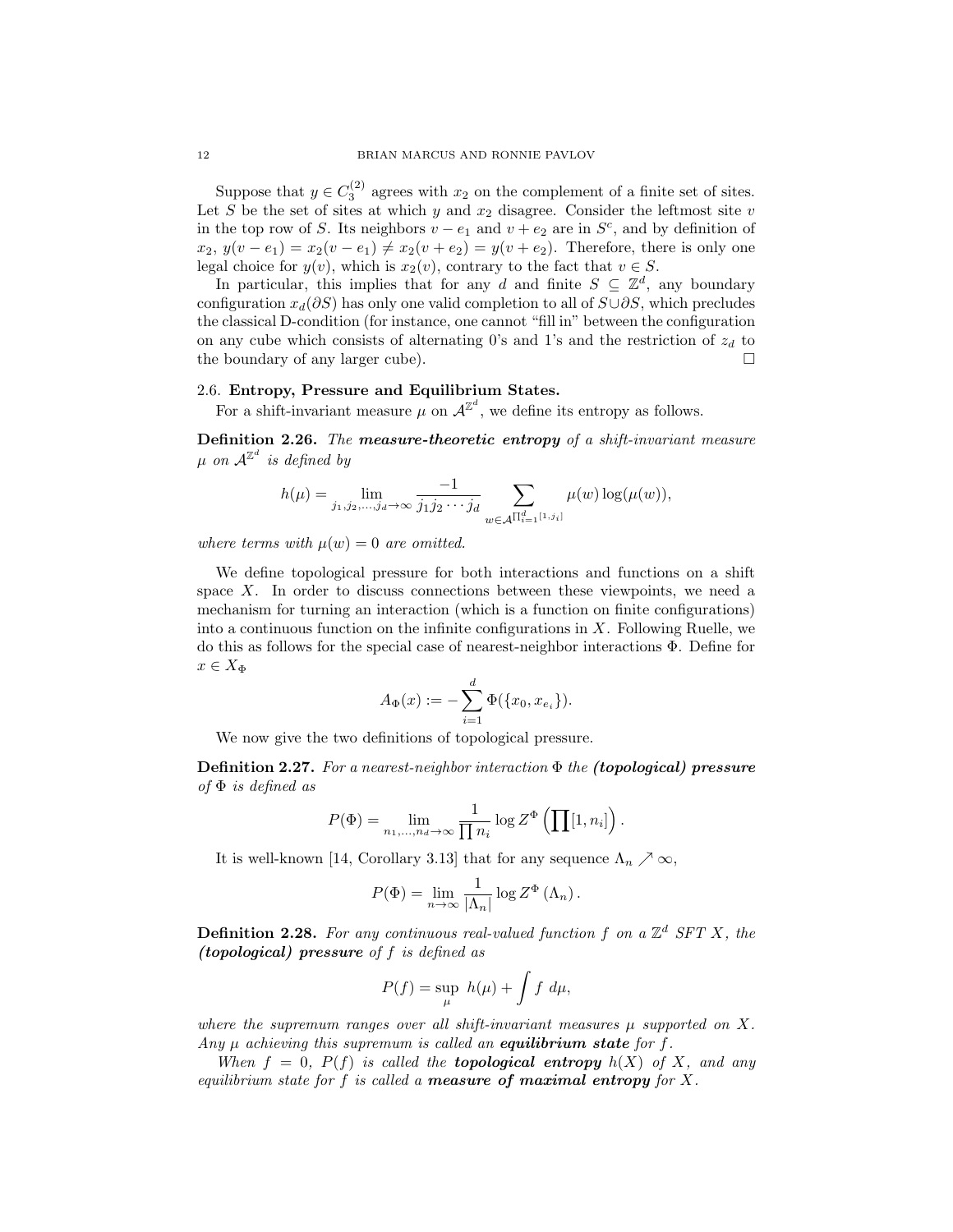Suppose that $y \in C_3^{(2)}$ agrees with $x_2$ on the complement of a finite set of sites. Let $S$ be the set of sites at which $y$ and $x_2$ disagree. Consider the leftmost site $v$ in the top row of $S$. Its neighbors $v - e_1$ and $v + e_2$ are in $S^c$, and by definition of $x_2$, $y(v - e_1) = x_2(v - e_1) \neq x_2(v + e_2) = y(v + e_2)$. Therefore, there is only one legal choice for $y(v)$, which is $x_2(v)$, contrary to the fact that $v \in S$.

In particular, this implies that for any $d$ and finite $S \subseteq \mathbb{Z}^d$, any boundary configuration $x_d(\partial S)$ has only one valid completion to all of $S \cup \partial S$, which precludes the classical D-condition (for instance, one cannot "fill in" between the configuration on any cube which consists of alternating 0's and 1's and the restriction of $z_d$ to the boundary of any larger cube). $\square$

### 2.6. Entropy, Pressure and Equilibrium States.

For a shift-invariant measure $\mu$ on $\mathcal{A}^{\mathbb{Z}^d}$, we define its entropy as follows.

**Definition 2.26.** *The **measure-theoretic entropy** of a shift-invariant measure $\mu$ on $\mathcal{A}^{\mathbb{Z}^d}$ is defined by*

$$h(\mu) = \lim_{j_1, j_2, \ldots, j_d \to \infty} \frac{-1}{j_1 j_2 \cdots j_d} \sum_{w \in \mathcal{A}^{\prod_{i=1}^d [1, j_i]}} \mu(w) \log(\mu(w)),$$

*where terms with $\mu(w) = 0$ are omitted.*

We define topological pressure for both interactions and functions on a shift space $X$. In order to discuss connections between these viewpoints, we need a mechanism for turning an interaction (which is a function on finite configurations) into a continuous function on the infinite configurations in $X$. Following Ruelle, we do this as follows for the special case of nearest-neighbor interactions $\Phi$. Define for $x \in X_\Phi$

$$A_\Phi(x) := -\sum_{i=1}^{d} \Phi(\{x_0, x_{e_i}\}).$$

We now give the two definitions of topological pressure.

**Definition 2.27.** *For a nearest-neighbor interaction $\Phi$ the **(topological) pressure** of $\Phi$ is defined as*

$$P(\Phi) = \lim_{n_1, \ldots, n_d \to \infty} \frac{1}{\prod n_i} \log Z^{\Phi} \left( \prod [1, n_i] \right).$$

It is well-known [14, Corollary 3.13] that for any sequence $\Lambda_n \nearrow \infty$,

$$P(\Phi) = \lim_{n \to \infty} \frac{1}{|\Lambda_n|} \log Z^{\Phi} (\Lambda_n).$$

**Definition 2.28.** *For any continuous real-valued function $f$ on a $\mathbb{Z}^d$ SFT $X$, the **(topological) pressure** of $f$ is defined as*

$$P(f) = \sup_{\mu} \; h(\mu) + \int f \; d\mu,$$

*where the supremum ranges over all shift-invariant measures $\mu$ supported on $X$. Any $\mu$ achieving this supremum is called an **equilibrium state** for $f$.*

*When $f = 0$, $P(f)$ is called the **topological entropy** $h(X)$ of $X$, and any equilibrium state for $f$ is called a **measure of maximal entropy** for $X$.*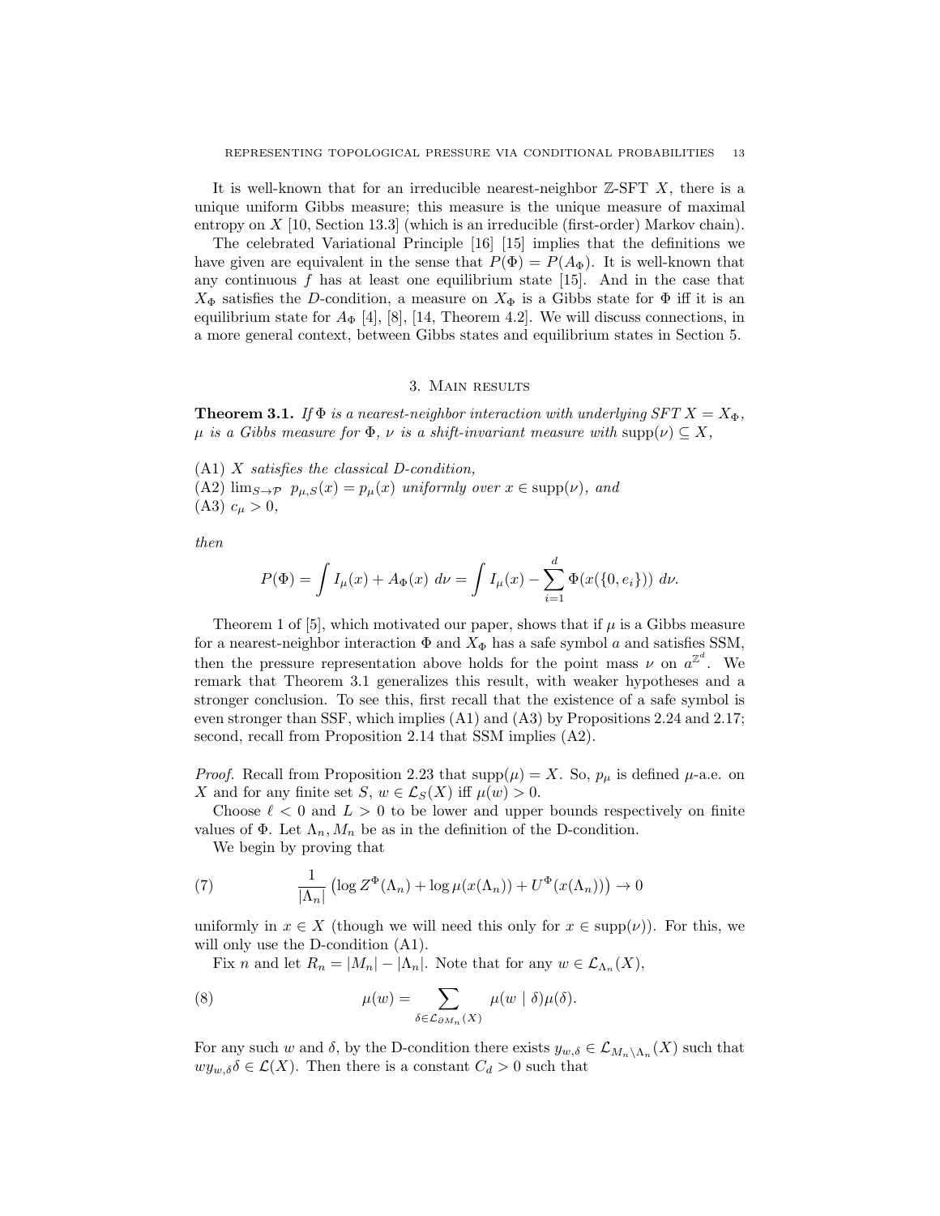It is well-known that for an irreducible nearest-neighbor $\mathbb{Z}$-SFT $X$, there is a unique uniform Gibbs measure; this measure is the unique measure of maximal entropy on $X$ [10, Section 13.3] (which is an irreducible (first-order) Markov chain).

The celebrated Variational Principle [16] [15] implies that the definitions we have given are equivalent in the sense that $P(\Phi) = P(A_\Phi)$. It is well-known that any continuous $f$ has at least one equilibrium state [15]. And in the case that $X_\Phi$ satisfies the $D$-condition, a measure on $X_\Phi$ is a Gibbs state for $\Phi$ iff it is an equilibrium state for $A_\Phi$ [4], [8], [14, Theorem 4.2]. We will discuss connections, in a more general context, between Gibbs states and equilibrium states in Section 5.

## 3. Main results

**Theorem 3.1.** *If $\Phi$ is a nearest-neighbor interaction with underlying SFT $X = X_\Phi$, $\mu$ is a Gibbs measure for $\Phi$, $\nu$ is a shift-invariant measure with $\mathrm{supp}(\nu) \subseteq X$,*

(A1) *$X$ satisfies the classical D-condition,*
(A2) *$\lim_{S\to\mathcal{P}} \; p_{\mu,S}(x) = p_\mu(x)$ uniformly over $x \in \mathrm{supp}(\nu)$, and*
(A3) *$c_\mu > 0$,*

*then*

$$P(\Phi) = \int I_\mu(x) + A_\Phi(x) \; d\nu = \int I_\mu(x) - \sum_{i=1}^{d} \Phi(x(\{0, e_i\})) \; d\nu.$$

Theorem 1 of [5], which motivated our paper, shows that if $\mu$ is a Gibbs measure for a nearest-neighbor interaction $\Phi$ and $X_\Phi$ has a safe symbol $a$ and satisfies SSM, then the pressure representation above holds for the point mass $\nu$ on $a^{\mathbb{Z}^d}$. We remark that Theorem 3.1 generalizes this result, with weaker hypotheses and a stronger conclusion. To see this, first recall that the existence of a safe symbol is even stronger than SSF, which implies (A1) and (A3) by Propositions 2.24 and 2.17; second, recall from Proposition 2.14 that SSM implies (A2).

*Proof.* Recall from Proposition 2.23 that $\mathrm{supp}(\mu) = X$. So, $p_\mu$ is defined $\mu$-a.e. on $X$ and for any finite set $S$, $w \in \mathcal{L}_S(X)$ iff $\mu(w) > 0$.

Choose $\ell < 0$ and $L > 0$ to be lower and upper bounds respectively on finite values of $\Phi$. Let $\Lambda_n, M_n$ be as in the definition of the D-condition.

We begin by proving that

$$\frac{1}{|\Lambda_n|}\left(\log Z^\Phi(\Lambda_n) + \log \mu(x(\Lambda_n)) + U^\Phi(x(\Lambda_n))\right) \to 0 \tag{7}$$

uniformly in $x \in X$ (though we will need this only for $x \in \mathrm{supp}(\nu)$). For this, we will only use the D-condition (A1).

Fix $n$ and let $R_n = |M_n| - |\Lambda_n|$. Note that for any $w \in \mathcal{L}_{\Lambda_n}(X)$,

$$\mu(w) = \sum_{\delta \in \mathcal{L}_{\partial M_n}(X)} \mu(w \mid \delta)\mu(\delta). \tag{8}$$

For any such $w$ and $\delta$, by the D-condition there exists $y_{w,\delta} \in \mathcal{L}_{M_n \setminus \Lambda_n}(X)$ such that $w y_{w,\delta} \delta \in \mathcal{L}(X)$. Then there is a constant $C_d > 0$ such that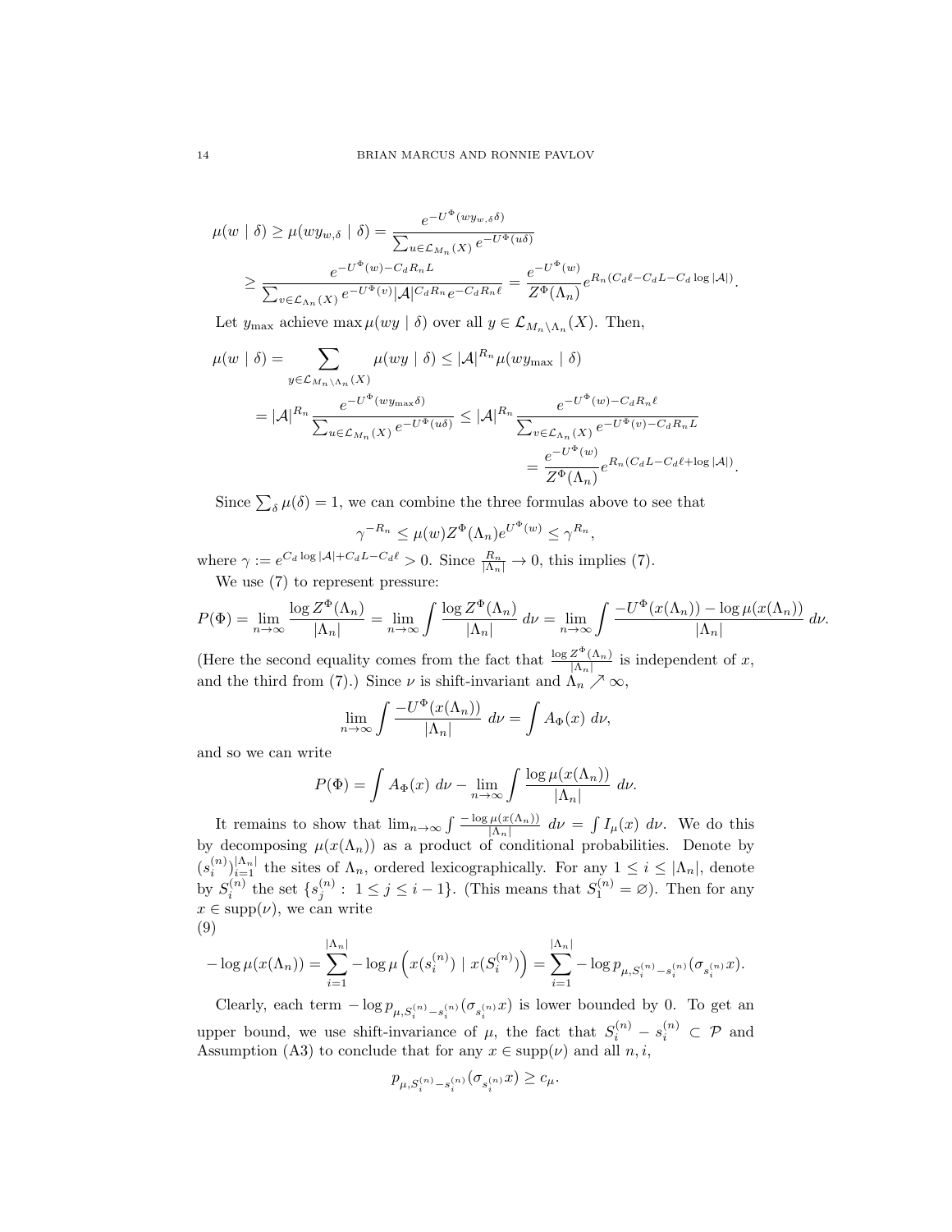$$\mu(w \mid \delta) \geq \mu(wy_{w,\delta} \mid \delta) = \frac{e^{-U^\Phi(wy_{w,\delta}\delta)}}{\sum_{u \in \mathcal{L}_{M_n}(X)} e^{-U^\Phi(u\delta)}}$$

$$\geq \frac{e^{-U^\Phi(w) - C_d R_n L}}{\sum_{v \in \mathcal{L}_{\Lambda_n}(X)} e^{-U^\Phi(v)} |\mathcal{A}|^{C_d R_n} e^{-C_d R_n \ell}} = \frac{e^{-U^\Phi(w)}}{Z^\Phi(\Lambda_n)} e^{R_n(C_d \ell - C_d L - C_d \log |\mathcal{A}|)}.$$

Let $y_{\max}$ achieve $\max \mu(wy \mid \delta)$ over all $y \in \mathcal{L}_{M_n \setminus \Lambda_n}(X)$. Then,

$$\mu(w \mid \delta) = \sum_{y \in \mathcal{L}_{M_n \setminus \Lambda_n}(X)} \mu(wy \mid \delta) \leq |\mathcal{A}|^{R_n} \mu(wy_{\max} \mid \delta)$$

$$= |\mathcal{A}|^{R_n} \frac{e^{-U^\Phi(wy_{\max}\delta)}}{\sum_{u \in \mathcal{L}_{M_n}(X)} e^{-U^\Phi(u\delta)}} \leq |\mathcal{A}|^{R_n} \frac{e^{-U^\Phi(w) - C_d R_n \ell}}{\sum_{v \in \mathcal{L}_{\Lambda_n}(X)} e^{-U^\Phi(v) - C_d R_n L}}$$

$$= \frac{e^{-U^\Phi(w)}}{Z^\Phi(\Lambda_n)} e^{R_n(C_d L - C_d \ell + \log |\mathcal{A}|)}.$$

Since $\sum_\delta \mu(\delta) = 1$, we can combine the three formulas above to see that

$$\gamma^{-R_n} \leq \mu(w) Z^\Phi(\Lambda_n) e^{U^\Phi(w)} \leq \gamma^{R_n},$$

where $\gamma := e^{C_d \log |\mathcal{A}| + C_d L - C_d \ell} > 0$. Since $\frac{R_n}{|\Lambda_n|} \to 0$, this implies (7).

We use (7) to represent pressure:

$$P(\Phi) = \lim_{n \to \infty} \frac{\log Z^\Phi(\Lambda_n)}{|\Lambda_n|} = \lim_{n \to \infty} \int \frac{\log Z^\Phi(\Lambda_n)}{|\Lambda_n|} \, d\nu = \lim_{n \to \infty} \int \frac{-U^\Phi(x(\Lambda_n)) - \log \mu(x(\Lambda_n))}{|\Lambda_n|} \, d\nu.$$

(Here the second equality comes from the fact that $\frac{\log Z^\Phi(\Lambda_n)}{|\Lambda_n|}$ is independent of $x$, and the third from (7).) Since $\nu$ is shift-invariant and $\Lambda_n \nearrow \infty$,

$$\lim_{n \to \infty} \int \frac{-U^\Phi(x(\Lambda_n))}{|\Lambda_n|} \, d\nu = \int A_\Phi(x) \, d\nu,$$

and so we can write

$$P(\Phi) = \int A_\Phi(x) \, d\nu - \lim_{n \to \infty} \int \frac{\log \mu(x(\Lambda_n))}{|\Lambda_n|} \, d\nu.$$

It remains to show that $\lim_{n \to \infty} \int \frac{-\log \mu(x(\Lambda_n))}{|\Lambda_n|} \, d\nu = \int I_\mu(x) \, d\nu$. We do this by decomposing $\mu(x(\Lambda_n))$ as a product of conditional probabilities. Denote by $(s_i^{(n)})_{i=1}^{|\Lambda_n|}$ the sites of $\Lambda_n$, ordered lexicographically. For any $1 \leq i \leq |\Lambda_n|$, denote by $S_i^{(n)}$ the set $\{s_j^{(n)} : 1 \leq j \leq i-1\}$. (This means that $S_1^{(n)} = \varnothing$). Then for any $x \in \text{supp}(\nu)$, we can write

(9)
$$-\log \mu(x(\Lambda_n)) = \sum_{i=1}^{|\Lambda_n|} -\log \mu\left(x(s_i^{(n)}) \mid x(S_i^{(n)})\right) = \sum_{i=1}^{|\Lambda_n|} -\log p_{\mu, S_i^{(n)} - s_i^{(n)}}(\sigma_{s_i^{(n)}} x).$$

Clearly, each term $-\log p_{\mu, S_i^{(n)} - s_i^{(n)}}(\sigma_{s_i^{(n)}} x)$ is lower bounded by 0. To get an upper bound, we use shift-invariance of $\mu$, the fact that $S_i^{(n)} - s_i^{(n)} \subset \mathcal{P}$ and Assumption (A3) to conclude that for any $x \in \text{supp}(\nu)$ and all $n, i$,

$$p_{\mu, S_i^{(n)} - s_i^{(n)}}(\sigma_{s_i^{(n)}} x) \geq c_\mu.$$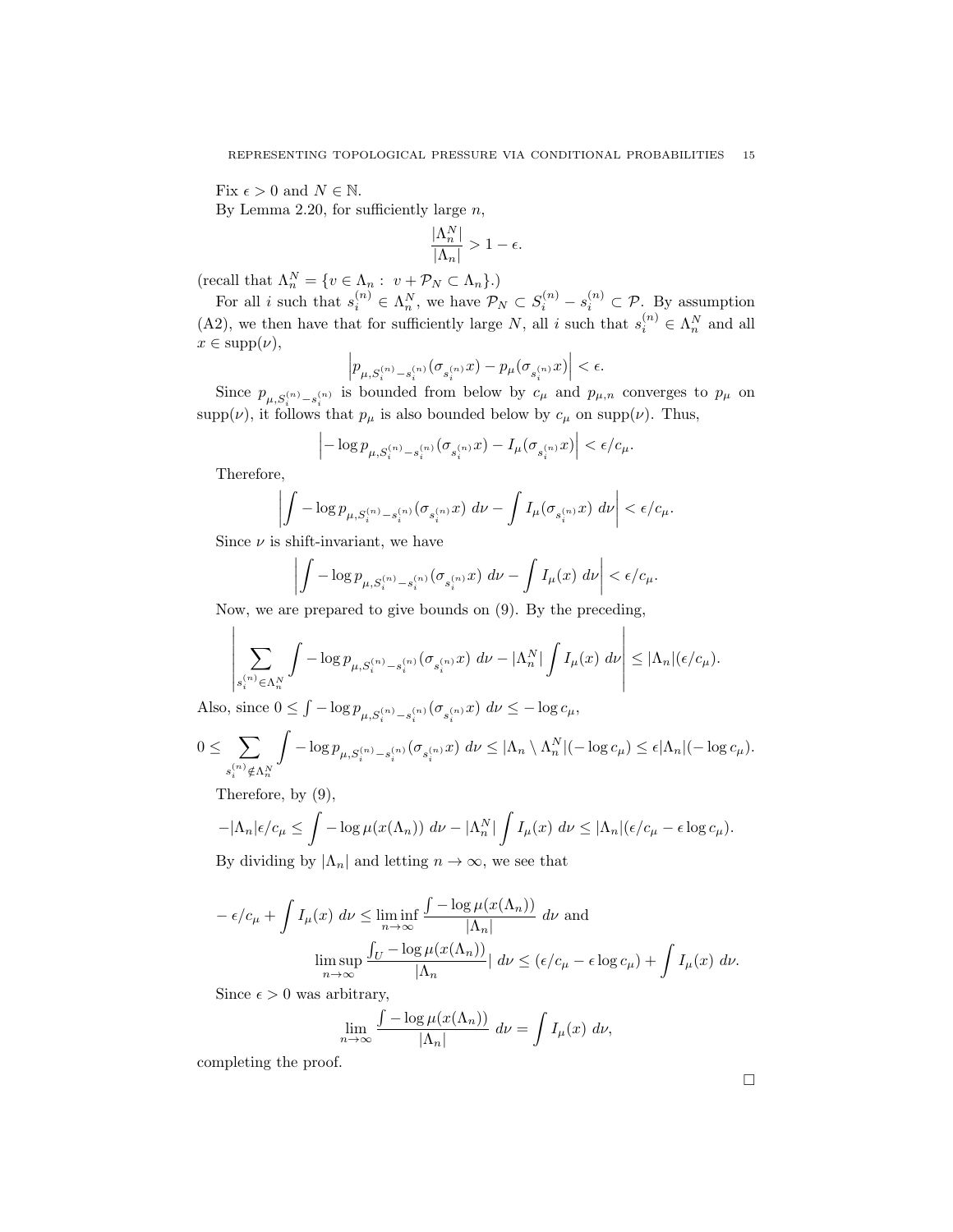Fix $\epsilon > 0$ and $N \in \mathbb{N}$.

By Lemma 2.20, for sufficiently large $n$,

$$\frac{|\Lambda_n^N|}{|\Lambda_n|} > 1 - \epsilon.$$

(recall that $\Lambda_n^N = \{v \in \Lambda_n : \ v + \mathcal{P}_N \subset \Lambda_n\}$.)

For all $i$ such that $s_i^{(n)} \in \Lambda_n^N$, we have $\mathcal{P}_N \subset S_i^{(n)} - s_i^{(n)} \subset \mathcal{P}$. By assumption (A2), we then have that for sufficiently large $N$, all $i$ such that $s_i^{(n)} \in \Lambda_n^N$ and all $x \in \operatorname{supp}(\nu)$,

$$\left| p_{\mu, S_i^{(n)} - s_i^{(n)}}(\sigma_{s_i^{(n)}} x) - p_\mu(\sigma_{s_i^{(n)}} x) \right| < \epsilon.$$

Since $p_{\mu, S_i^{(n)} - s_i^{(n)}}$ is bounded from below by $c_\mu$ and $p_{\mu,n}$ converges to $p_\mu$ on $\operatorname{supp}(\nu)$, it follows that $p_\mu$ is also bounded below by $c_\mu$ on $\operatorname{supp}(\nu)$. Thus,

$$\left| -\log p_{\mu, S_i^{(n)} - s_i^{(n)}}(\sigma_{s_i^{(n)}} x) - I_\mu(\sigma_{s_i^{(n)}} x) \right| < \epsilon / c_\mu.$$

Therefore,

$$\left| \int -\log p_{\mu, S_i^{(n)} - s_i^{(n)}}(\sigma_{s_i^{(n)}} x) \ d\nu - \int I_\mu(\sigma_{s_i^{(n)}} x) \ d\nu \right| < \epsilon / c_\mu.$$

Since $\nu$ is shift-invariant, we have

$$\left| \int -\log p_{\mu, S_i^{(n)} - s_i^{(n)}}(\sigma_{s_i^{(n)}} x) \ d\nu - \int I_\mu(x) \ d\nu \right| < \epsilon / c_\mu.$$

Now, we are prepared to give bounds on (9). By the preceding,

$$\left| \sum_{s_i^{(n)} \in \Lambda_n^N} \int -\log p_{\mu, S_i^{(n)} - s_i^{(n)}}(\sigma_{s_i^{(n)}} x) \ d\nu - |\Lambda_n^N| \int I_\mu(x) \ d\nu \right| \leq |\Lambda_n| (\epsilon / c_\mu).$$

Also, since $0 \leq \int -\log p_{\mu, S_i^{(n)} - s_i^{(n)}}(\sigma_{s_i^{(n)}} x) \ d\nu \leq -\log c_\mu$,

$$0 \leq \sum_{s_i^{(n)} \notin \Lambda_n^N} \int -\log p_{\mu, S_i^{(n)} - s_i^{(n)}}(\sigma_{s_i^{(n)}} x) \ d\nu \leq |\Lambda_n \setminus \Lambda_n^N| (-\log c_\mu) \leq \epsilon |\Lambda_n| (-\log c_\mu).$$

Therefore, by (9),

$$-|\Lambda_n| \epsilon / c_\mu \leq \int -\log \mu(x(\Lambda_n)) \ d\nu - |\Lambda_n^N| \int I_\mu(x) \ d\nu \leq |\Lambda_n| (\epsilon / c_\mu - \epsilon \log c_\mu).$$

By dividing by $|\Lambda_n|$ and letting $n \to \infty$, we see that

$$-\epsilon / c_\mu + \int I_\mu(x) \ d\nu \leq \liminf_{n \to \infty} \frac{\int -\log \mu(x(\Lambda_n))}{|\Lambda_n|} \ d\nu \text{ and}$$

$$\limsup_{n \to \infty} \frac{\int_U -\log \mu(x(\Lambda_n))}{|\Lambda_n} | \ d\nu \leq (\epsilon / c_\mu - \epsilon \log c_\mu) + \int I_\mu(x) \ d\nu.$$

Since $\epsilon > 0$ was arbitrary,

$$\lim_{n \to \infty} \frac{\int -\log \mu(x(\Lambda_n))}{|\Lambda_n|} \ d\nu = \int I_\mu(x) \ d\nu,$$

completing the proof.

□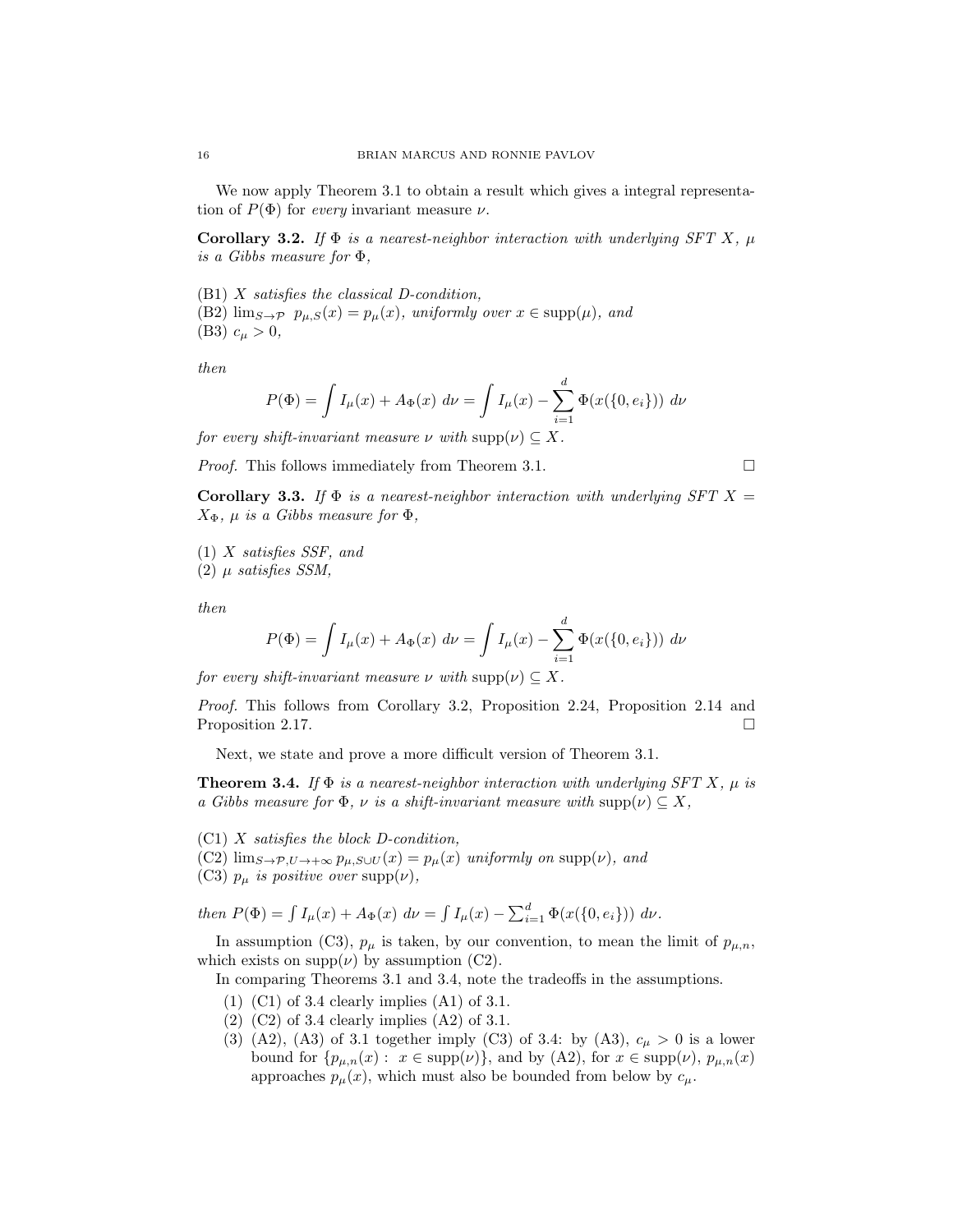We now apply Theorem 3.1 to obtain a result which gives a integral representation of $P(\Phi)$ for *every* invariant measure $\nu$.

**Corollary 3.2.** *If $\Phi$ is a nearest-neighbor interaction with underlying SFT $X$, $\mu$ is a Gibbs measure for $\Phi$,*

(B1) *$X$ satisfies the classical D-condition,*
(B2) *$\lim_{S\to\mathcal{P}} \; p_{\mu,S}(x) = p_\mu(x)$, uniformly over $x \in \mathrm{supp}(\mu)$, and*
(B3) *$c_\mu > 0$,*

*then*

$$P(\Phi) = \int I_\mu(x) + A_\Phi(x)\; d\nu = \int I_\mu(x) - \sum_{i=1}^{d} \Phi(x(\{0, e_i\}))\; d\nu$$

*for every shift-invariant measure $\nu$ with $\mathrm{supp}(\nu) \subseteq X$.*

*Proof.* This follows immediately from Theorem 3.1. $\square$

**Corollary 3.3.** *If $\Phi$ is a nearest-neighbor interaction with underlying SFT $X = X_\Phi$, $\mu$ is a Gibbs measure for $\Phi$,*

(1) *$X$ satisfies SSF, and*
(2) *$\mu$ satisfies SSM,*

*then*

$$P(\Phi) = \int I_\mu(x) + A_\Phi(x)\; d\nu = \int I_\mu(x) - \sum_{i=1}^{d} \Phi(x(\{0, e_i\}))\; d\nu$$

*for every shift-invariant measure $\nu$ with $\mathrm{supp}(\nu) \subseteq X$.*

*Proof.* This follows from Corollary 3.2, Proposition 2.24, Proposition 2.14 and Proposition 2.17. $\square$

Next, we state and prove a more difficult version of Theorem 3.1.

**Theorem 3.4.** *If $\Phi$ is a nearest-neighbor interaction with underlying SFT $X$, $\mu$ is a Gibbs measure for $\Phi$, $\nu$ is a shift-invariant measure with $\mathrm{supp}(\nu) \subseteq X$,*

(C1) *$X$ satisfies the block D-condition,*
(C2) *$\lim_{S\to\mathcal{P}, U\to+\infty} p_{\mu,S\cup U}(x) = p_\mu(x)$ uniformly on $\mathrm{supp}(\nu)$, and*
(C3) *$p_\mu$ is positive over $\mathrm{supp}(\nu)$,*

*then $P(\Phi) = \int I_\mu(x) + A_\Phi(x)\; d\nu = \int I_\mu(x) - \sum_{i=1}^{d} \Phi(x(\{0, e_i\}))\; d\nu$.*

In assumption (C3), $p_\mu$ is taken, by our convention, to mean the limit of $p_{\mu,n}$, which exists on $\mathrm{supp}(\nu)$ by assumption (C2).

In comparing Theorems 3.1 and 3.4, note the tradeoffs in the assumptions.

(1) (C1) of 3.4 clearly implies (A1) of 3.1.
(2) (C2) of 3.4 clearly implies (A2) of 3.1.
(3) (A2), (A3) of 3.1 together imply (C3) of 3.4: by (A3), $c_\mu > 0$ is a lower bound for $\{p_{\mu,n}(x) : \; x \in \mathrm{supp}(\nu)\}$, and by (A2), for $x \in \mathrm{supp}(\nu)$, $p_{\mu,n}(x)$ approaches $p_\mu(x)$, which must also be bounded from below by $c_\mu$.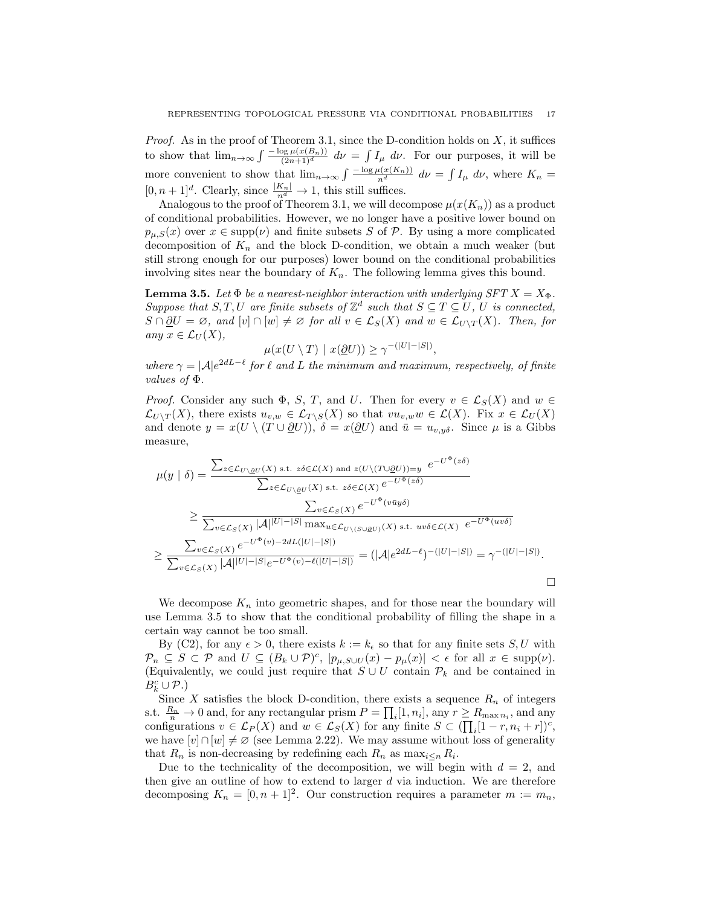*Proof.* As in the proof of Theorem 3.1, since the D-condition holds on $X$, it suffices to show that $\lim_{n\to\infty} \int \frac{-\log \mu(x(B_n))}{(2n+1)^d} \, d\nu = \int I_\mu \, d\nu$. For our purposes, it will be more convenient to show that $\lim_{n\to\infty} \int \frac{-\log \mu(x(K_n))}{n^d} \, d\nu = \int I_\mu \, d\nu$, where $K_n = [0, n+1]^d$. Clearly, since $\frac{|K_n|}{n^d} \to 1$, this still suffices.

Analogous to the proof of Theorem 3.1, we will decompose $\mu(x(K_n))$ as a product of conditional probabilities. However, we no longer have a positive lower bound on $p_{\mu,S}(x)$ over $x \in \text{supp}(\nu)$ and finite subsets $S$ of $\mathcal{P}$. By using a more complicated decomposition of $K_n$ and the block D-condition, we obtain a much weaker (but still strong enough for our purposes) lower bound on the conditional probabilities involving sites near the boundary of $K_n$. The following lemma gives this bound.

**Lemma 3.5.** *Let $\Phi$ be a nearest-neighbor interaction with underlying SFT $X = X_\Phi$. Suppose that $S, T, U$ are finite subsets of $\mathbb{Z}^d$ such that $S \subseteq T \subseteq U$, $U$ is connected, $S \cap \underline{\partial} U = \varnothing$, and $[v] \cap [w] \neq \varnothing$ for all $v \in \mathcal{L}_S(X)$ and $w \in \mathcal{L}_{U\setminus T}(X)$. Then, for any $x \in \mathcal{L}_U(X)$,*

$$\mu(x(U \setminus T) \mid x(\underline{\partial} U)) \geq \gamma^{-(|U|-|S|)},$$

*where $\gamma = |\mathcal{A}|e^{2dL-\ell}$ for $\ell$ and $L$ the minimum and maximum, respectively, of finite values of $\Phi$.*

*Proof.* Consider any such $\Phi$, $S$, $T$, and $U$. Then for every $v \in \mathcal{L}_S(X)$ and $w \in \mathcal{L}_{U\setminus T}(X)$, there exists $u_{v,w} \in \mathcal{L}_{T\setminus S}(X)$ so that $vu_{v,w}w \in \mathcal{L}(X)$. Fix $x \in \mathcal{L}_U(X)$ and denote $y = x(U \setminus (T \cup \underline{\partial} U))$, $\delta = x(\underline{\partial} U)$ and $\bar{u} = u_{v,y\delta}$. Since $\mu$ is a Gibbs measure,

$$\begin{aligned}
\mu(y \mid \delta) &= \frac{\sum_{z \in \mathcal{L}_{U\setminus\underline{\partial}U}(X) \text{ s.t. } z\delta \in \mathcal{L}(X) \text{ and } z(U\setminus(T\cup\underline{\partial}U))=y} \; e^{-U^\Phi(z\delta)}}{\sum_{z \in \mathcal{L}_{U\setminus\underline{\partial}U}(X) \text{ s.t. } z\delta \in \mathcal{L}(X)} e^{-U^\Phi(z\delta)}} \\
&\geq \frac{\sum_{v \in \mathcal{L}_S(X)} e^{-U^\Phi(v\bar{u}y\delta)}}{\sum_{v \in \mathcal{L}_S(X)} |\mathcal{A}|^{|U|-|S|} \max_{u \in \mathcal{L}_{U\setminus(S\cup\underline{\partial}U)}(X) \text{ s.t. } uv\delta \in \mathcal{L}(X)} \; e^{-U^\Phi(uv\delta)}} \\
&\geq \frac{\sum_{v \in \mathcal{L}_S(X)} e^{-U^\Phi(v)-2dL(|U|-|S|)}}{\sum_{v \in \mathcal{L}_S(X)} |\mathcal{A}|^{|U|-|S|} e^{-U^\Phi(v)-\ell(|U|-|S|)}} = (|\mathcal{A}|e^{2dL-\ell})^{-(|U|-|S|)} = \gamma^{-(|U|-|S|)}.
\end{aligned}$$

$\square$

We decompose $K_n$ into geometric shapes, and for those near the boundary will use Lemma 3.5 to show that the conditional probability of filling the shape in a certain way cannot be too small.

By (C2), for any $\epsilon > 0$, there exists $k := k_\epsilon$ so that for any finite sets $S, U$ with $\mathcal{P}_n \subseteq S \subset \mathcal{P}$ and $U \subseteq (B_k \cup \mathcal{P})^c$, $|p_{\mu,S\cup U}(x) - p_\mu(x)| < \epsilon$ for all $x \in \text{supp}(\nu)$. (Equivalently, we could just require that $S \cup U$ contain $\mathcal{P}_k$ and be contained in $B_k^c \cup \mathcal{P}$.)

Since $X$ satisfies the block D-condition, there exists a sequence $R_n$ of integers s.t. $\frac{R_n}{n} \to 0$ and, for any rectangular prism $P = \prod_i [1, n_i]$, any $r \geq R_{\max n_i}$, and any configurations $v \in \mathcal{L}_P(X)$ and $w \in \mathcal{L}_S(X)$ for any finite $S \subset (\prod_i [1-r, n_i + r])^c$, we have $[v] \cap [w] \neq \varnothing$ (see Lemma 2.22). We may assume without loss of generality that $R_n$ is non-decreasing by redefining each $R_n$ as $\max_{i \leq n} R_i$.

Due to the technicality of the decomposition, we will begin with $d = 2$, and then give an outline of how to extend to larger $d$ via induction. We are therefore decomposing $K_n = [0, n+1]^2$. Our construction requires a parameter $m := m_n$,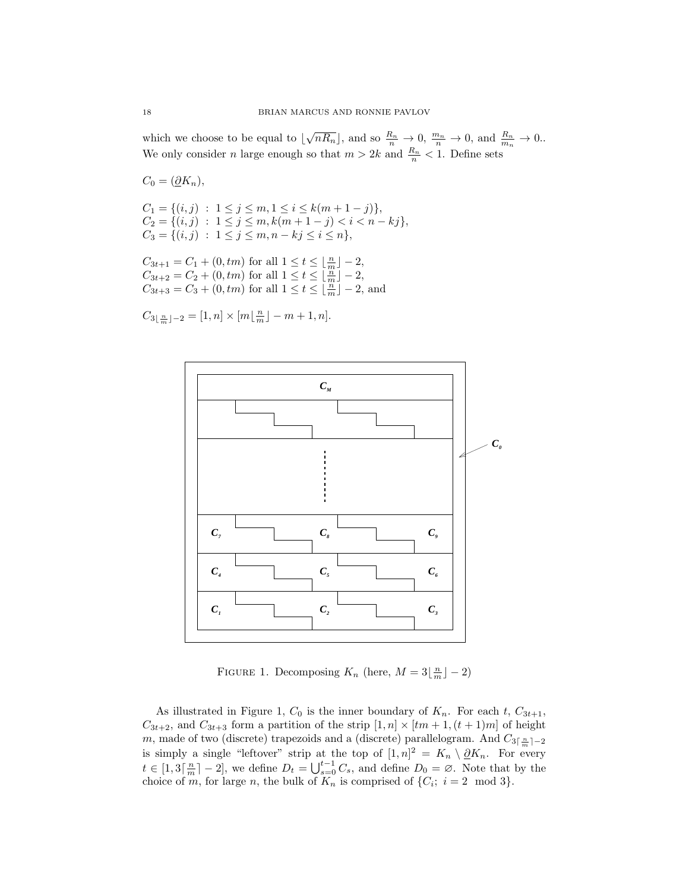which we choose to be equal to $\lfloor \sqrt{nR_n} \rfloor$, and so $\frac{R_n}{n} \to 0$, $\frac{m_n}{n} \to 0$, and $\frac{R_n}{m_n} \to 0$.. We only consider $n$ large enough so that $m > 2k$ and $\frac{R_n}{n} < 1$. Define sets

$C_0 = (\underline{\partial} K_n)$,

$C_1 = \{(i,j) \ : \ 1 \leq j \leq m, 1 \leq i \leq k(m+1-j)\}$,
$C_2 = \{(i,j) \ : \ 1 \leq j \leq m, k(m+1-j) < i < n - kj\}$,
$C_3 = \{(i,j) \ : \ 1 \leq j \leq m, n - kj \leq i \leq n\}$,

$C_{3t+1} = C_1 + (0, tm)$ for all $1 \leq t \leq \lfloor \frac{n}{m} \rfloor - 2$,
$C_{3t+2} = C_2 + (0, tm)$ for all $1 \leq t \leq \lfloor \frac{n}{m} \rfloor - 2$,
$C_{3t+3} = C_3 + (0, tm)$ for all $1 \leq t \leq \lfloor \frac{n}{m} \rfloor - 2$, and

$C_{3\lfloor \frac{n}{m} \rfloor - 2} = [1,n] \times [m\lfloor \frac{n}{m} \rfloor - m + 1, n]$.

Figure 1. Decomposing $K_n$ (here, $M = 3\lfloor \frac{n}{m} \rfloor - 2$)

As illustrated in Figure 1, $C_0$ is the inner boundary of $K_n$. For each $t$, $C_{3t+1}$, $C_{3t+2}$, and $C_{3t+3}$ form a partition of the strip $[1,n] \times [tm+1, (t+1)m]$ of height $m$, made of two (discrete) trapezoids and a (discrete) parallelogram. And $C_{3\lceil \frac{n}{m} \rceil - 2}$ is simply a single "leftover" strip at the top of $[1,n]^2 = K_n \setminus \underline{\partial} K_n$. For every $t \in [1, 3\lceil \frac{n}{m} \rceil - 2]$, we define $D_t = \bigcup_{s=0}^{t-1} C_s$, and define $D_0 = \varnothing$. Note that by the choice of $m$, for large $n$, the bulk of $K_n$ is comprised of $\{C_i; \ i = 2 \mod 3\}$.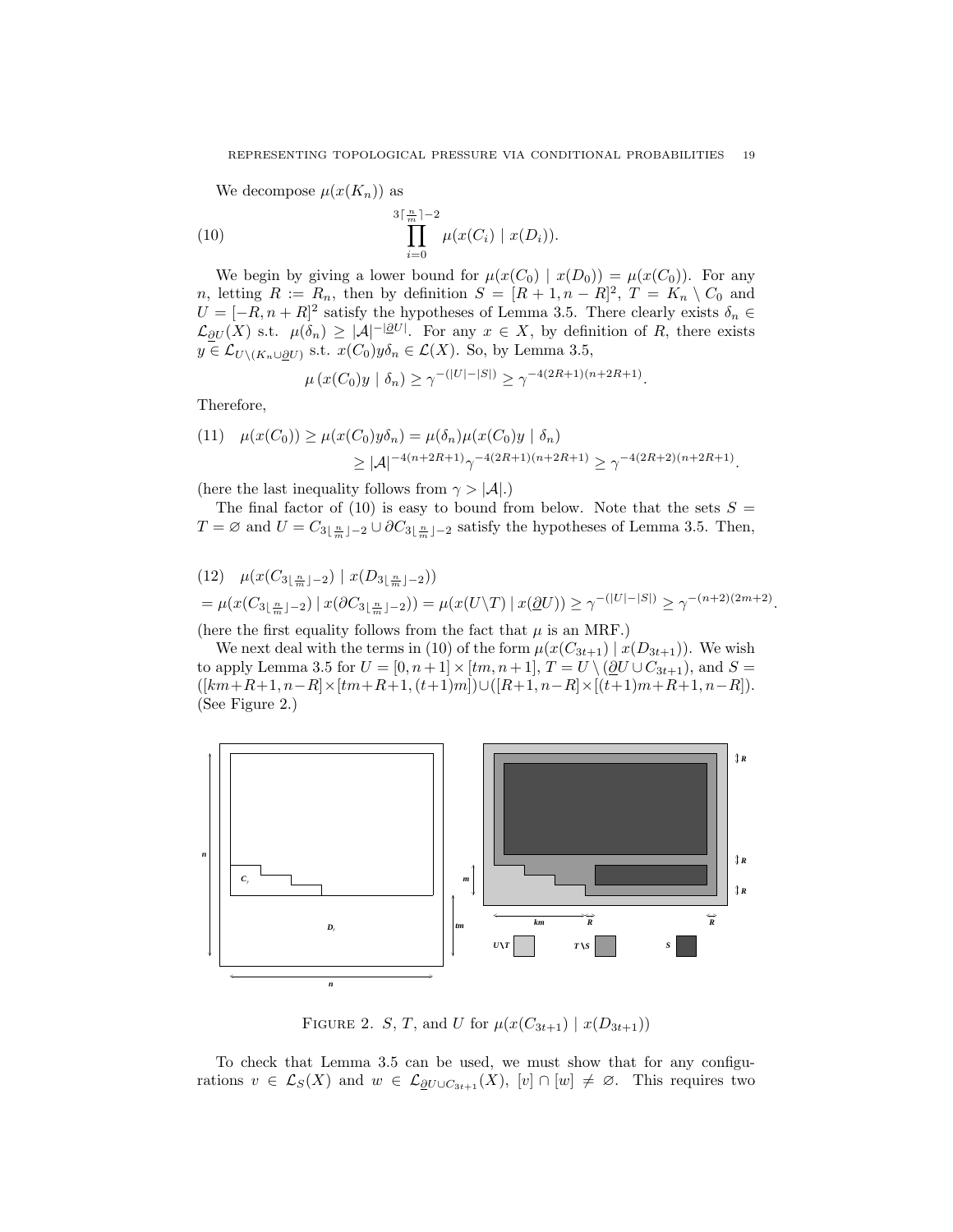We decompose $\mu(x(K_n))$ as

$$\prod_{i=0}^{3\lceil \frac{n}{m} \rceil - 2} \mu(x(C_i) \mid x(D_i)). \tag{10}$$

We begin by giving a lower bound for $\mu(x(C_0) \mid x(D_0)) = \mu(x(C_0))$. For any $n$, letting $R := R_n$, then by definition $S = [R+1, n-R]^2$, $T = K_n \setminus C_0$ and $U = [-R, n+R]^2$ satisfy the hypotheses of Lemma 3.5. There clearly exists $\delta_n \in \mathcal{L}_{\underline{\partial} U}(X)$ s.t. $\mu(\delta_n) \geq |\mathcal{A}|^{-|\underline{\partial} U|}$. For any $x \in X$, by definition of $R$, there exists $y \in \mathcal{L}_{U \setminus (K_n \cup \underline{\partial} U)}$ s.t. $x(C_0) y \delta_n \in \mathcal{L}(X)$. So, by Lemma 3.5,

$$\mu\left(x(C_0) y \mid \delta_n\right) \geq \gamma^{-(|U| - |S|)} \geq \gamma^{-4(2R+1)(n+2R+1)}.$$

Therefore,

$$\begin{aligned}(11) \quad \mu(x(C_0)) \geq \mu(x(C_0) y \delta_n) &= \mu(\delta_n) \mu(x(C_0) y \mid \delta_n) \\ &\geq |\mathcal{A}|^{-4(n+2R+1)} \gamma^{-4(2R+1)(n+2R+1)} \geq \gamma^{-4(2R+2)(n+2R+1)}.\end{aligned}$$

(here the last inequality follows from $\gamma > |\mathcal{A}|$.)

The final factor of (10) is easy to bound from below. Note that the sets $S = T = \varnothing$ and $U = C_{3\lfloor \frac{n}{m} \rfloor - 2} \cup \partial C_{3\lfloor \frac{n}{m} \rfloor - 2}$ satisfy the hypotheses of Lemma 3.5. Then,

$$\begin{aligned}(12) \quad &\mu(x(C_{3\lfloor \frac{n}{m} \rfloor - 2}) \mid x(D_{3\lfloor \frac{n}{m} \rfloor - 2})) \\ &= \mu(x(C_{3\lfloor \frac{n}{m} \rfloor - 2}) \mid x(\partial C_{3\lfloor \frac{n}{m} \rfloor - 2})) = \mu(x(U \setminus T) \mid x(\underline{\partial} U)) \geq \gamma^{-(|U| - |S|)} \geq \gamma^{-(n+2)(2m+2)}.\end{aligned}$$

(here the first equality follows from the fact that $\mu$ is an MRF.)

We next deal with the terms in (10) of the form $\mu(x(C_{3t+1}) \mid x(D_{3t+1}))$. We wish to apply Lemma 3.5 for $U = [0, n+1] \times [tm, n+1]$, $T = U \setminus (\underline{\partial} U \cup C_{3t+1})$, and $S = ([km+R+1, n-R] \times [tm+R+1, (t+1)m]) \cup ([R+1, n-R] \times [(t+1)m+R+1, n-R])$. (See Figure 2.)

FIGURE 2. $S$, $T$, and $U$ for $\mu(x(C_{3t+1}) \mid x(D_{3t+1}))$

To check that Lemma 3.5 can be used, we must show that for any configurations $v \in \mathcal{L}_S(X)$ and $w \in \mathcal{L}_{\underline{\partial} U \cup C_{3t+1}}(X)$, $[v] \cap [w] \neq \varnothing$. This requires two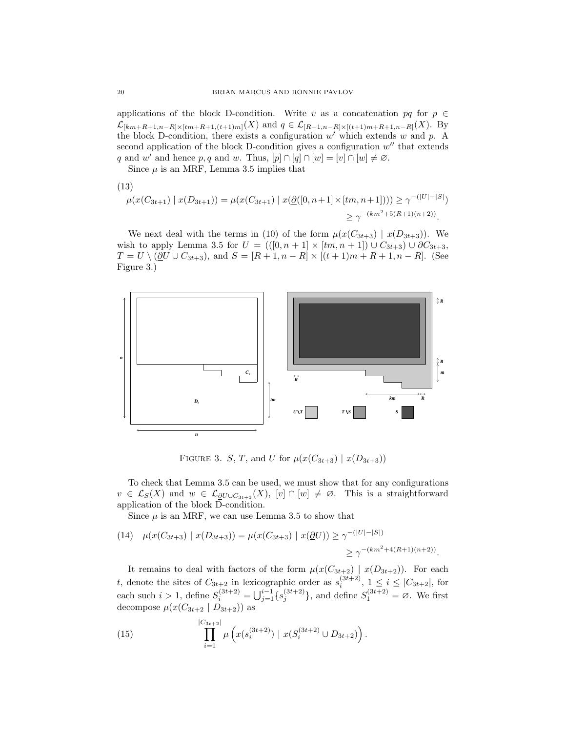applications of the block D-condition. Write $v$ as a concatenation $pq$ for $p \in \mathcal{L}_{[km+R+1,n-R]\times[tm+R+1,(t+1)m]}(X)$ and $q \in \mathcal{L}_{[R+1,n-R]\times[(t+1)m+R+1,n-R]}(X)$. By the block D-condition, there exists a configuration $w'$ which extends $w$ and $p$. A second application of the block D-condition gives a configuration $w''$ that extends $q$ and $w'$ and hence $p, q$ and $w$. Thus, $[p] \cap [q] \cap [w] = [v] \cap [w] \neq \varnothing$.

Since $\mu$ is an MRF, Lemma 3.5 implies that

$$\tag{13} \begin{aligned} \mu(x(C_{3t+1}) \mid x(D_{3t+1})) = \mu(x(C_{3t+1}) \mid x(\underline{\partial}([0,n+1]\times[tm,n+1]))) &\geq \gamma^{-(|U|-|S|)} \\ &\geq \gamma^{-(km^2+5(R+1)(n+2))}. \end{aligned}$$

We next deal with the terms in (10) of the form $\mu(x(C_{3t+3}) \mid x(D_{3t+3}))$. We wish to apply Lemma 3.5 for $U = (([0,n+1]\times[tm,n+1]) \cup C_{3t+3}) \cup \partial C_{3t+3}$, $T = U \setminus (\underline{\partial} U \cup C_{3t+3})$, and $S = [R+1, n-R] \times [(t+1)m+R+1, n-R]$. (See Figure 3.)

FIGURE 3. $S$, $T$, and $U$ for $\mu(x(C_{3t+3}) \mid x(D_{3t+3}))$

To check that Lemma 3.5 can be used, we must show that for any configurations $v \in \mathcal{L}_S(X)$ and $w \in \mathcal{L}_{\underline{\partial} U \cup C_{3t+3}}(X)$, $[v] \cap [w] \neq \varnothing$. This is a straightforward application of the block D-condition.

Since $\mu$ is an MRF, we can use Lemma 3.5 to show that

$$\tag{14} \begin{aligned} \mu(x(C_{3t+3}) \mid x(D_{3t+3})) = \mu(x(C_{3t+3}) \mid x(\underline{\partial} U)) &\geq \gamma^{-(|U|-|S|)} \\ &\geq \gamma^{-(km^2+4(R+1)(n+2))}. \end{aligned}$$

It remains to deal with factors of the form $\mu(x(C_{3t+2}) \mid x(D_{3t+2}))$. For each $t$, denote the sites of $C_{3t+2}$ in lexicographic order as $s_i^{(3t+2)}$, $1 \leq i \leq |C_{3t+2}|$, for each such $i > 1$, define $S_i^{(3t+2)} = \bigcup_{j=1}^{i-1} \{s_j^{(3t+2)}\}$, and define $S_1^{(3t+2)} = \varnothing$. We first decompose $\mu(x(C_{3t+2} \mid D_{3t+2}))$ as

$$\tag{15} \prod_{i=1}^{|C_{3t+2}|} \mu\left(x(s_i^{(3t+2)}) \mid x(S_i^{(3t+2)} \cup D_{3t+2})\right).$$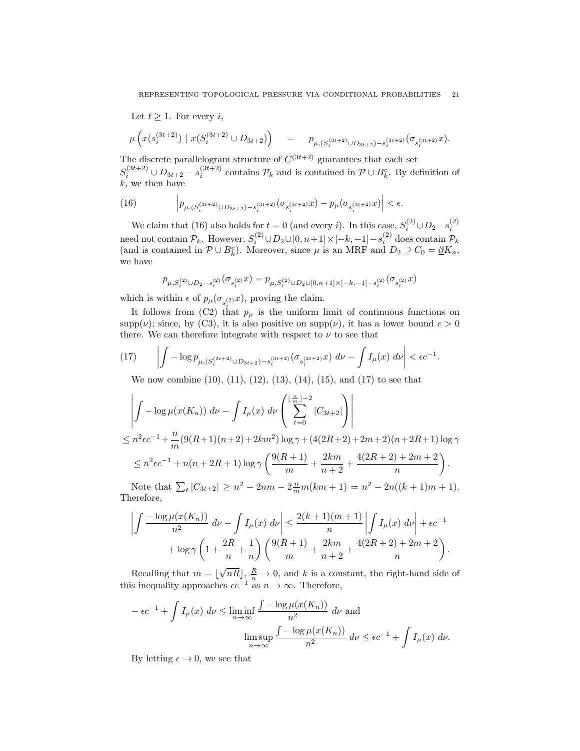Let $t \geq 1$. For every $i$,

$$\mu\left(x(s_i^{(3t+2)}) \mid x(S_i^{(3t+2)} \cup D_{3t+2})\right) \quad = \quad p_{\mu,(S_i^{(3t+2)} \cup D_{3t+2}) - s_i^{(3t+2)}}(\sigma_{s_i^{(3t+2)}} x).$$

The discrete parallelogram structure of $C^{(3t+2)}$ guarantees that each set $S_i^{(3t+2)} \cup D_{3t+2} - s_i^{(3t+2)}$ contains $\mathcal{P}_k$ and is contained in $\mathcal{P} \cup B_k^c$. By definition of $k$, we then have

$$\left| p_{\mu,(S_i^{(3t+2)} \cup D_{3t+2}) - s_i^{(3t+2)}}(\sigma_{s_i^{(3t+2)}} x) - p_\mu(\sigma_{s_i^{(3t+2)}} x) \right| < \epsilon. \tag{16}$$

We claim that (16) also holds for $t = 0$ (and every $i$). In this case, $S_i^{(2)} \cup D_2 - s_i^{(2)}$ need not contain $\mathcal{P}_k$. However, $S_i^{(2)} \cup D_2 \cup [0, n+1] \times [-k, -1] - s_i^{(2)}$ does contain $\mathcal{P}_k$ (and is contained in $\mathcal{P} \cup B_k^c$). Moreover, since $\mu$ is an MRF and $D_2 \supseteq C_0 = \underline{\partial} K_n$, we have

$$p_{\mu, S_i^{(2)} \cup D_2 - s_i^{(2)}}(\sigma_{s_i^{(2)}} x) = p_{\mu, S_i^{(2)} \cup D_2 \cup [0,n+1] \times [-k,-1] - s_i^{(2)}}(\sigma_{s_i^{(2)}} x)$$

which is within $\epsilon$ of $p_\mu(\sigma_{s_i^{(2)}} x)$, proving the claim.

It follows from (C2) that $p_\mu$ is the uniform limit of continuous functions on $\operatorname{supp}(\nu)$; since, by (C3), it is also positive on $\operatorname{supp}(\nu)$, it has a lower bound $c > 0$ there. We can therefore integrate with respect to $\nu$ to see that

$$\left| \int -\log p_{\mu,(S_i^{(3t+2)} \cup D_{3t+2}) - s_i^{(3t+2)}}(\sigma_{s_i^{(3t+2)}} x) \; d\nu - \int I_\mu(x) \; d\nu \right| < \epsilon c^{-1}. \tag{17}$$

We now combine (10), (11), (12), (13), (14), (15), and (17) to see that

$$\left| \int -\log \mu(x(K_n)) \; d\nu - \int I_\mu(x) \; d\nu \left( \sum_{t=0}^{\lfloor \frac{n}{m} \rfloor - 2} |C_{3t+2}| \right) \right|$$
$$\leq n^2 \epsilon c^{-1} + \frac{n}{m}(9(R+1)(n+2) + 2km^2) \log \gamma + (4(2R+2) + 2m + 2)(n + 2R + 1) \log \gamma$$
$$\leq n^2 \epsilon c^{-1} + n(n + 2R + 1) \log \gamma \left( \frac{9(R+1)}{m} + \frac{2km}{n+2} + \frac{4(2R+2) + 2m + 2}{n} \right).$$

Note that $\sum_t |C_{3t+2}| \geq n^2 - 2nm - 2\frac{n}{m} m(km + 1) = n^2 - 2n((k+1)m + 1)$. Therefore,

$$\left| \int \frac{-\log \mu(x(K_n))}{n^2} \; d\nu - \int I_\mu(x) \; d\nu \right| \leq \frac{2(k+1)(m+1)}{n} \left| \int I_\mu(x) \; d\nu \right| + \epsilon c^{-1}$$
$$+ \log \gamma \left( 1 + \frac{2R}{n} + \frac{1}{n} \right) \left( \frac{9(R+1)}{m} + \frac{2km}{n+2} + \frac{4(2R+2) + 2m + 2}{n} \right).$$

Recalling that $m = \lfloor \sqrt{nR} \rfloor$, $\frac{R}{n} \to 0$, and $k$ is a constant, the right-hand side of this inequality approaches $\epsilon c^{-1}$ as $n \to \infty$. Therefore,

$$-\epsilon c^{-1} + \int I_\mu(x) \; d\nu \leq \liminf_{n \to \infty} \frac{\int -\log \mu(x(K_n))}{n^2} \; d\nu \text{ and}$$
$$\limsup_{n \to \infty} \frac{\int -\log \mu(x(K_n))}{n^2} \; d\nu \leq \epsilon c^{-1} + \int I_\mu(x) \; d\nu.$$

By letting $\epsilon \to 0$, we see that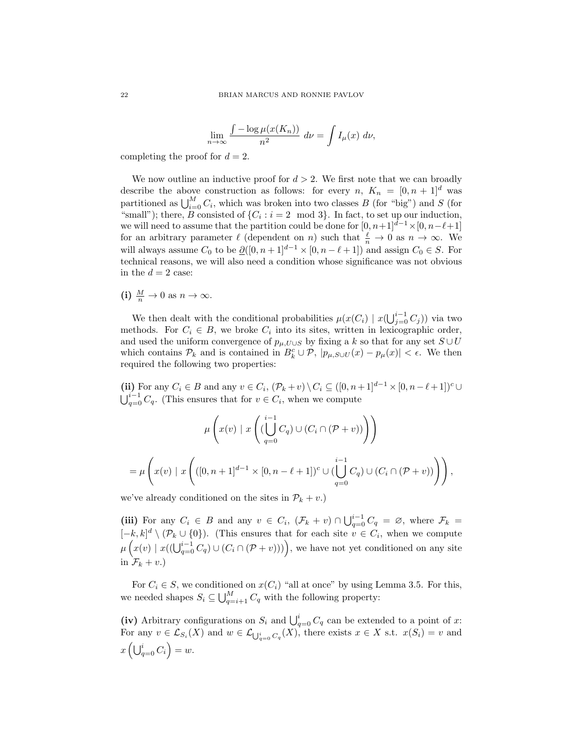$$\lim_{n\to\infty} \frac{\int -\log \mu(x(K_n))}{n^2}\ d\nu = \int I_\mu(x)\ d\nu,$$

completing the proof for $d = 2$.

We now outline an inductive proof for $d > 2$. We first note that we can broadly describe the above construction as follows: for every $n$, $K_n = [0, n+1]^d$ was partitioned as $\bigcup_{i=0}^{M} C_i$, which was broken into two classes $B$ (for "big") and $S$ (for "small"); there, $B$ consisted of $\{C_i : i = 2 \mod 3\}$. In fact, to set up our induction, we will need to assume that the partition could be done for $[0, n+1]^{d-1} \times [0, n-\ell+1]$ for an arbitrary parameter $\ell$ (dependent on $n$) such that $\frac{\ell}{n} \to 0$ as $n \to \infty$. We will always assume $C_0$ to be $\underline{\partial}([0, n+1]^{d-1} \times [0, n-\ell+1])$ and assign $C_0 \in S$. For technical reasons, we will also need a condition whose significance was not obvious in the $d = 2$ case:

**(i)** $\frac{M}{n} \to 0$ as $n \to \infty$.

We then dealt with the conditional probabilities $\mu(x(C_i) \mid x(\bigcup_{j=0}^{i-1} C_j))$ via two methods. For $C_i \in B$, we broke $C_i$ into its sites, written in lexicographic order, and used the uniform convergence of $p_{\mu,U\cup S}$ by fixing a $k$ so that for any set $S \cup U$ which contains $\mathcal{P}_k$ and is contained in $B_k^c \cup \mathcal{P}$, $|p_{\mu,S\cup U}(x) - p_\mu(x)| < \epsilon$. We then required the following two properties:

**(ii)** For any $C_i \in B$ and any $v \in C_i$, $(\mathcal{P}_k + v) \setminus C_i \subseteq ([0, n+1]^{d-1} \times [0, n-\ell+1])^c \cup \bigcup_{q=0}^{i-1} C_q$. (This ensures that for $v \in C_i$, when we compute

$$\mu\left(x(v) \mid x\left((\bigcup_{q=0}^{i-1} C_q) \cup (C_i \cap (\mathcal{P} + v))\right)\right)$$

$$= \mu\left(x(v) \mid x\left(([0, n+1]^{d-1} \times [0, n-\ell+1])^c \cup (\bigcup_{q=0}^{i-1} C_q) \cup (C_i \cap (\mathcal{P} + v))\right)\right),$$

we've already conditioned on the sites in $\mathcal{P}_k + v$.)

**(iii)** For any $C_i \in B$ and any $v \in C_i$, $(\mathcal{F}_k + v) \cap \bigcup_{q=0}^{i-1} C_q = \varnothing$, where $\mathcal{F}_k = [-k, k]^d \setminus (\mathcal{P}_k \cup \{0\})$. (This ensures that for each site $v \in C_i$, when we compute $\mu\left(x(v) \mid x((\bigcup_{q=0}^{i-1} C_q) \cup (C_i \cap (\mathcal{P} + v)))\right)$, we have not yet conditioned on any site in $\mathcal{F}_k + v$.)

For $C_i \in S$, we conditioned on $x(C_i)$ "all at once" by using Lemma 3.5. For this, we needed shapes $S_i \subseteq \bigcup_{q=i+1}^{M} C_q$ with the following property:

**(iv)** Arbitrary configurations on $S_i$ and $\bigcup_{q=0}^{i} C_q$ can be extended to a point of $x$: For any $v \in \mathcal{L}_{S_i}(X)$ and $w \in \mathcal{L}_{\bigcup_{q=0}^{i} C_q}(X)$, there exists $x \in X$ s.t. $x(S_i) = v$ and $x\left(\bigcup_{q=0}^{i} C_i\right) = w$.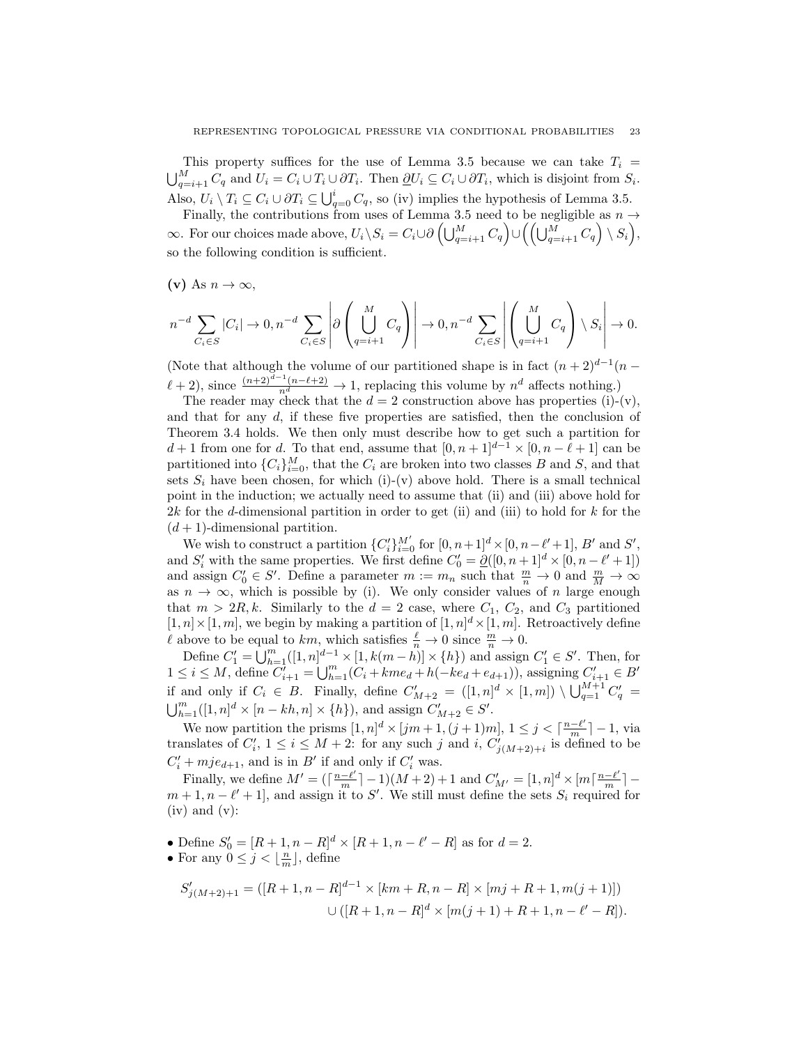This property suffices for the use of Lemma 3.5 because we can take $T_i = \bigcup_{q=i+1}^{M} C_q$ and $U_i = C_i \cup T_i \cup \partial T_i$. Then $\underline{\partial} U_i \subseteq C_i \cup \partial T_i$, which is disjoint from $S_i$. Also, $U_i \setminus T_i \subseteq C_i \cup \partial T_i \subseteq \bigcup_{q=0}^{i} C_q$, so (iv) implies the hypothesis of Lemma 3.5.

Finally, the contributions from uses of Lemma 3.5 need to be negligible as $n \to \infty$. For our choices made above, $U_i \setminus S_i = C_i \cup \partial \left(\bigcup_{q=i+1}^{M} C_q\right) \cup \left(\left(\bigcup_{q=i+1}^{M} C_q\right) \setminus S_i\right)$, so the following condition is sufficient.

**(v)** As $n \to \infty$,

$$n^{-d} \sum_{C_i \in S} |C_i| \to 0, n^{-d} \sum_{C_i \in S} \left| \partial \left( \bigcup_{q=i+1}^{M} C_q \right) \right| \to 0, n^{-d} \sum_{C_i \in S} \left| \left( \bigcup_{q=i+1}^{M} C_q \right) \setminus S_i \right| \to 0.$$

(Note that although the volume of our partitioned shape is in fact $(n+2)^{d-1}(n-\ell+2)$, since $\frac{(n+2)^{d-1}(n-\ell+2)}{n^d} \to 1$, replacing this volume by $n^d$ affects nothing.)

The reader may check that the $d = 2$ construction above has properties (i)-(v), and that for any $d$, if these five properties are satisfied, then the conclusion of Theorem 3.4 holds. We then only must describe how to get such a partition for $d+1$ from one for $d$. To that end, assume that $[0, n+1]^{d-1} \times [0, n-\ell+1]$ can be partitioned into $\{C_i\}_{i=0}^{M}$, that the $C_i$ are broken into two classes $B$ and $S$, and that sets $S_i$ have been chosen, for which (i)-(v) above hold. There is a small technical point in the induction; we actually need to assume that (ii) and (iii) above hold for $2k$ for the $d$-dimensional partition in order to get (ii) and (iii) to hold for $k$ for the $(d+1)$-dimensional partition.

We wish to construct a partition $\{C'_i\}_{i=0}^{M'}$ for $[0, n+1]^d \times [0, n-\ell'+1]$, $B'$ and $S'$, and $S'_i$ with the same properties. We first define $C'_0 = \underline{\partial}([0, n+1]^d \times [0, n-\ell'+1])$ and assign $C'_0 \in S'$. Define a parameter $m := m_n$ such that $\frac{m}{n} \to 0$ and $\frac{m}{M} \to \infty$ as $n \to \infty$, which is possible by (i). We only consider values of $n$ large enough that $m > 2R, k$. Similarly to the $d = 2$ case, where $C_1$, $C_2$, and $C_3$ partitioned $[1, n] \times [1, m]$, we begin by making a partition of $[1, n]^d \times [1, m]$. Retroactively define $\ell$ above to be equal to $km$, which satisfies $\frac{\ell}{n} \to 0$ since $\frac{m}{n} \to 0$.

Define $C'_1 = \bigcup_{h=1}^{m} ([1, n]^{d-1} \times [1, k(m-h)] \times \{h\})$ and assign $C'_1 \in S'$. Then, for $1 \leq i \leq M$, define $C'_{i+1} = \bigcup_{h=1}^{m} (C_i + kme_d + h(-ke_d + e_{d+1}))$, assigning $C'_{i+1} \in B'$ if and only if $C_i \in B$. Finally, define $C'_{M+2} = ([1, n]^d \times [1, m]) \setminus \bigcup_{q=1}^{M+1} C'_q = \bigcup_{h=1}^{m} ([1, n]^d \times [n-kh, n] \times \{h\})$, and assign $C'_{M+2} \in S'$.

We now partition the prisms $[1, n]^d \times [jm+1, (j+1)m]$, $1 \leq j < \lceil \frac{n-\ell'}{m} \rceil - 1$, via translates of $C'_i$, $1 \leq i \leq M+2$: for any such $j$ and $i$, $C'_{j(M+2)+i}$ is defined to be $C'_i + mje_{d+1}$, and is in $B'$ if and only if $C'_i$ was.

Finally, we define $M' = (\lceil \frac{n-\ell'}{m} \rceil - 1)(M+2) + 1$ and $C'_{M'} = [1, n]^d \times [m \lceil \frac{n-\ell'}{m} \rceil - m + 1, n - \ell' + 1]$, and assign it to $S'$. We still must define the sets $S_i$ required for (iv) and (v):

- Define $S'_0 = [R+1, n-R]^d \times [R+1, n-\ell'-R]$ as for $d = 2$.
- For any $0 \leq j < \lfloor \frac{n}{m} \rfloor$, define

$$S'_{j(M+2)+1} = ([R+1, n-R]^{d-1} \times [km+R, n-R] \times [mj+R+1, m(j+1)]) \\ \cup ([R+1, n-R]^d \times [m(j+1)+R+1, n-\ell'-R]).$$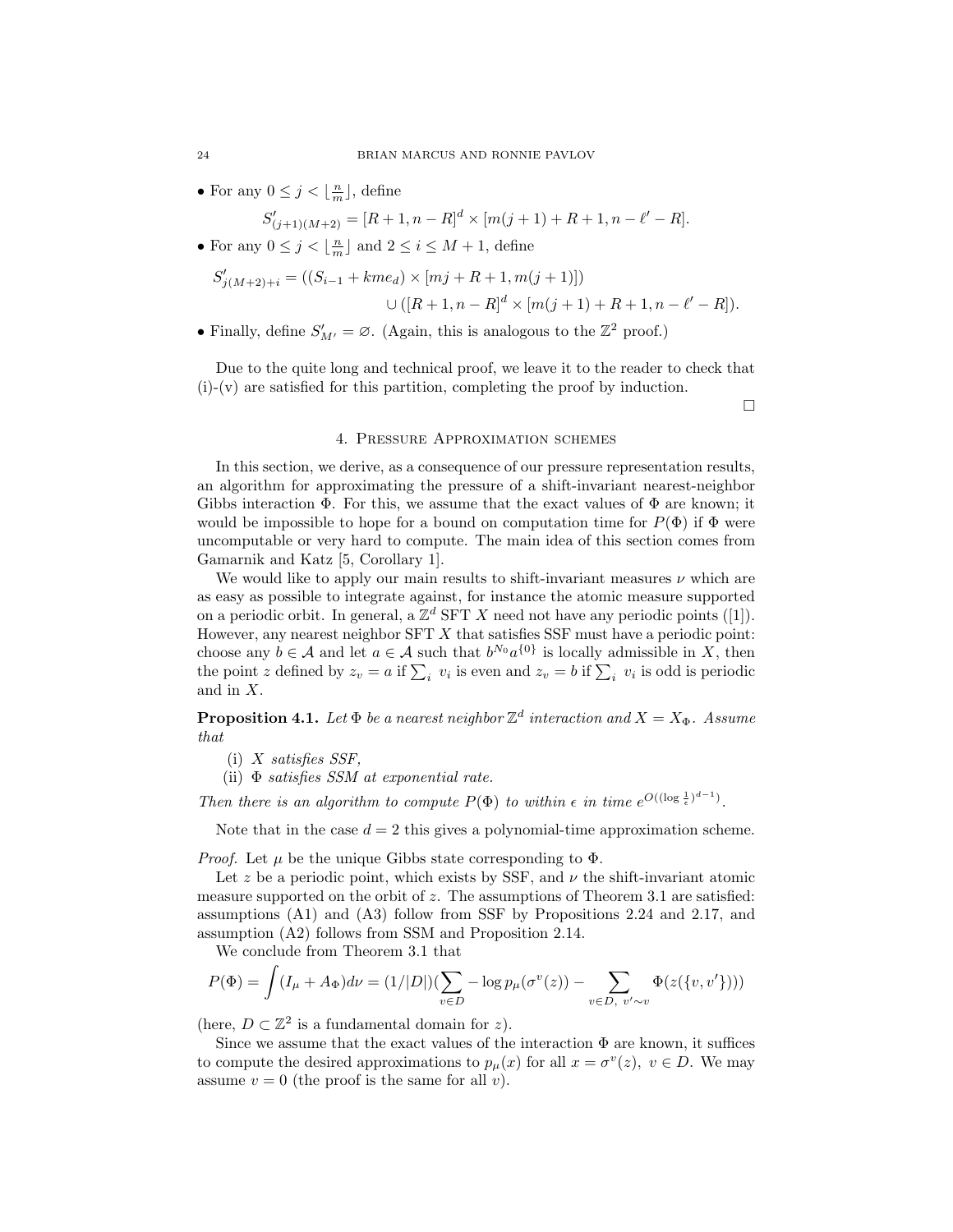- For any $0 \leq j < \lfloor \frac{n}{m} \rfloor$, define

$$S'_{(j+1)(M+2)} = [R+1, n-R]^d \times [m(j+1)+R+1, n-\ell'-R].$$

- For any $0 \leq j < \lfloor \frac{n}{m} \rfloor$ and $2 \leq i \leq M+1$, define

$$S'_{j(M+2)+i} = ((S_{i-1} + kme_d) \times [mj+R+1, m(j+1)]) \cup ([R+1, n-R]^d \times [m(j+1)+R+1, n-\ell'-R]).$$

- Finally, define $S'_{M'} = \varnothing$. (Again, this is analogous to the $\mathbb{Z}^2$ proof.)

Due to the quite long and technical proof, we leave it to the reader to check that (i)-(v) are satisfied for this partition, completing the proof by induction.

□

## 4. Pressure Approximation schemes

In this section, we derive, as a consequence of our pressure representation results, an algorithm for approximating the pressure of a shift-invariant nearest-neighbor Gibbs interaction $\Phi$. For this, we assume that the exact values of $\Phi$ are known; it would be impossible to hope for a bound on computation time for $P(\Phi)$ if $\Phi$ were uncomputable or very hard to compute. The main idea of this section comes from Gamarnik and Katz [5, Corollary 1].

We would like to apply our main results to shift-invariant measures $\nu$ which are as easy as possible to integrate against, for instance the atomic measure supported on a periodic orbit. In general, a $\mathbb{Z}^d$ SFT $X$ need not have any periodic points ([1]). However, any nearest neighbor SFT $X$ that satisfies SSF must have a periodic point: choose any $b \in \mathcal{A}$ and let $a \in \mathcal{A}$ such that $b^{N_0}a^{\{0\}}$ is locally admissible in $X$, then the point $z$ defined by $z_v = a$ if $\sum_i v_i$ is even and $z_v = b$ if $\sum_i v_i$ is odd is periodic and in $X$.

**Proposition 4.1.** *Let $\Phi$ be a nearest neighbor $\mathbb{Z}^d$ interaction and $X = X_\Phi$. Assume that*

*(i) $X$ satisfies SSF,*

*(ii) $\Phi$ satisfies SSM at exponential rate.*

*Then there is an algorithm to compute $P(\Phi)$ to within $\epsilon$ in time $e^{O((\log \frac{1}{\epsilon})^{d-1})}$.*

Note that in the case $d = 2$ this gives a polynomial-time approximation scheme.

*Proof.* Let $\mu$ be the unique Gibbs state corresponding to $\Phi$.

Let $z$ be a periodic point, which exists by SSF, and $\nu$ the shift-invariant atomic measure supported on the orbit of $z$. The assumptions of Theorem 3.1 are satisfied: assumptions (A1) and (A3) follow from SSF by Propositions 2.24 and 2.17, and assumption (A2) follows from SSM and Proposition 2.14.

We conclude from Theorem 3.1 that

$$P(\Phi) = \int (I_\mu + A_\Phi) d\nu = (1/|D|)(\sum_{v \in D} -\log p_\mu(\sigma^v(z)) - \sum_{v \in D,\ v' \sim v} \Phi(z(\{v, v'\})))$$

(here, $D \subset \mathbb{Z}^2$ is a fundamental domain for $z$).

Since we assume that the exact values of the interaction $\Phi$ are known, it suffices to compute the desired approximations to $p_\mu(x)$ for all $x = \sigma^v(z),\ v \in D$. We may assume $v = 0$ (the proof is the same for all $v$).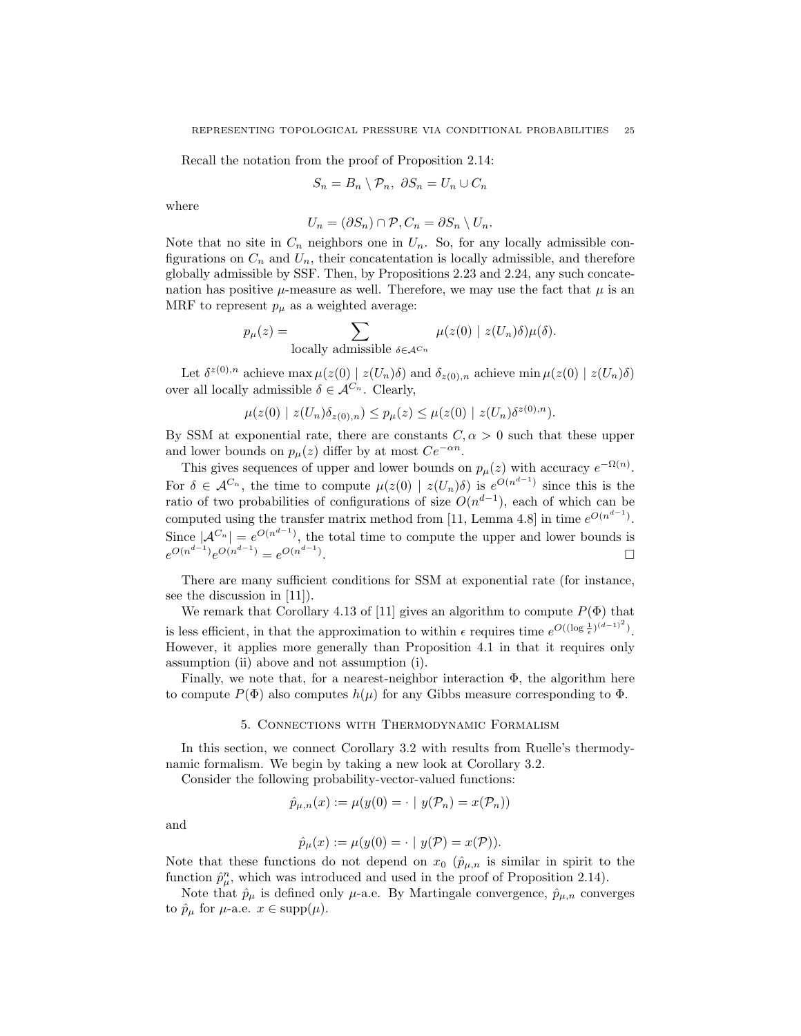Recall the notation from the proof of Proposition 2.14:

$$S_n = B_n \setminus \mathcal{P}_n, \ \partial S_n = U_n \cup C_n$$

where

$$U_n = (\partial S_n) \cap \mathcal{P}, C_n = \partial S_n \setminus U_n.$$

Note that no site in $C_n$ neighbors one in $U_n$. So, for any locally admissible configurations on $C_n$ and $U_n$, their concatentation is locally admissible, and therefore globally admissible by SSF. Then, by Propositions 2.23 and 2.24, any such concatenation has positive $\mu$-measure as well. Therefore, we may use the fact that $\mu$ is an MRF to represent $p_\mu$ as a weighted average:

$$p_\mu(z) = \sum_{\text{locally admissible } \delta \in \mathcal{A}^{C_n}} \mu(z(0) \mid z(U_n)\delta)\mu(\delta).$$

Let $\delta^{z(0),n}$ achieve $\max \mu(z(0) \mid z(U_n)\delta)$ and $\delta_{z(0),n}$ achieve $\min \mu(z(0) \mid z(U_n)\delta)$ over all locally admissible $\delta \in \mathcal{A}^{C_n}$. Clearly,

$$\mu(z(0) \mid z(U_n)\delta_{z(0),n}) \leq p_\mu(z) \leq \mu(z(0) \mid z(U_n)\delta^{z(0),n}).$$

By SSM at exponential rate, there are constants $C, \alpha > 0$ such that these upper and lower bounds on $p_\mu(z)$ differ by at most $Ce^{-\alpha n}$.

This gives sequences of upper and lower bounds on $p_\mu(z)$ with accuracy $e^{-\Omega(n)}$. For $\delta \in \mathcal{A}^{C_n}$, the time to compute $\mu(z(0) \mid z(U_n)\delta)$ is $e^{O(n^{d-1})}$ since this is the ratio of two probabilities of configurations of size $O(n^{d-1})$, each of which can be computed using the transfer matrix method from [11, Lemma 4.8] in time $e^{O(n^{d-1})}$. Since $|\mathcal{A}^{C_n}| = e^{O(n^{d-1})}$, the total time to compute the upper and lower bounds is $e^{O(n^{d-1})}e^{O(n^{d-1})} = e^{O(n^{d-1})}$. $\square$

There are many sufficient conditions for SSM at exponential rate (for instance, see the discussion in [11]).

We remark that Corollary 4.13 of [11] gives an algorithm to compute $P(\Phi)$ that is less efficient, in that the approximation to within $\epsilon$ requires time $e^{O((\log \frac{1}{\epsilon})^{(d-1)^2})}$. However, it applies more generally than Proposition 4.1 in that it requires only assumption (ii) above and not assumption (i).

Finally, we note that, for a nearest-neighbor interaction $\Phi$, the algorithm here to compute $P(\Phi)$ also computes $h(\mu)$ for any Gibbs measure corresponding to $\Phi$.

## 5. Connections with Thermodynamic Formalism

In this section, we connect Corollary 3.2 with results from Ruelle's thermodynamic formalism. We begin by taking a new look at Corollary 3.2.

Consider the following probability-vector-valued functions:

$$\hat{p}_{\mu,n}(x) := \mu(y(0) = \cdot \mid y(\mathcal{P}_n) = x(\mathcal{P}_n))$$

and

$$\hat{p}_\mu(x) := \mu(y(0) = \cdot \mid y(\mathcal{P}) = x(\mathcal{P})).$$

Note that these functions do not depend on $x_0$ ($\hat{p}_{\mu,n}$ is similar in spirit to the function $\hat{p}^n_\mu$, which was introduced and used in the proof of Proposition 2.14).

Note that $\hat{p}_\mu$ is defined only $\mu$-a.e. By Martingale convergence, $\hat{p}_{\mu,n}$ converges to $\hat{p}_\mu$ for $\mu$-a.e. $x \in \text{supp}(\mu)$.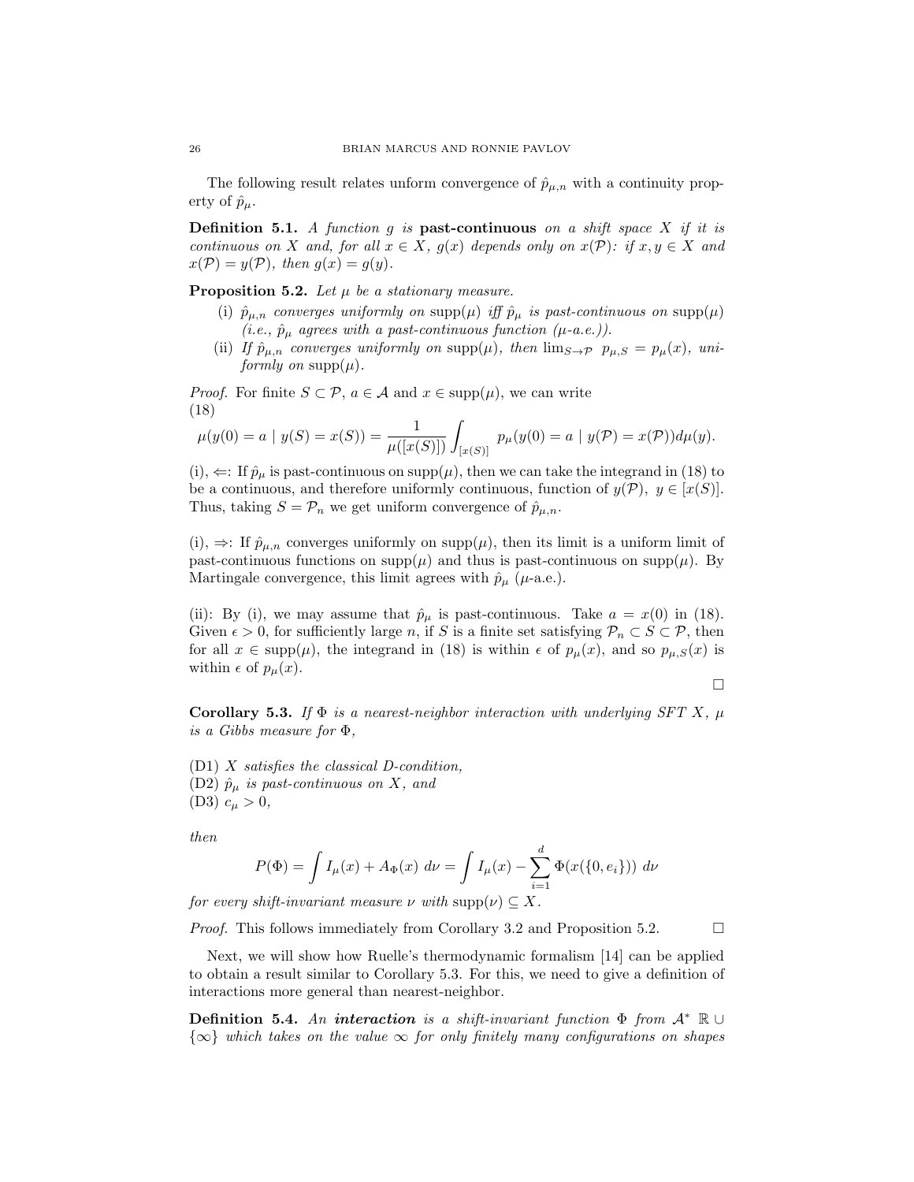The following result relates unform convergence of $\hat{p}_{\mu,n}$ with a continuity property of $\hat{p}_\mu$.

**Definition 5.1.** *A function $g$ is* **past-continuous** *on a shift space $X$ if it is continuous on $X$ and, for all $x \in X$, $g(x)$ depends only on $x(\mathcal{P})$: if $x, y \in X$ and $x(\mathcal{P}) = y(\mathcal{P})$, then $g(x) = g(y)$.*

**Proposition 5.2.** *Let $\mu$ be a stationary measure.*

- (i) *$\hat{p}_{\mu,n}$ converges uniformly on $\text{supp}(\mu)$ iff $\hat{p}_\mu$ is past-continuous on $\text{supp}(\mu)$ (i.e., $\hat{p}_\mu$ agrees with a past-continuous function ($\mu$-a.e.)).*
- (ii) *If $\hat{p}_{\mu,n}$ converges uniformly on $\text{supp}(\mu)$, then $\lim_{S \to \mathcal{P}} p_{\mu,S} = p_\mu(x)$, uniformly on $\text{supp}(\mu)$.*

*Proof.* For finite $S \subset \mathcal{P}$, $a \in \mathcal{A}$ and $x \in \text{supp}(\mu)$, we can write
(18)

$$\mu(y(0) = a \mid y(S) = x(S)) = \frac{1}{\mu([x(S)])} \int_{[x(S)]} p_\mu(y(0) = a \mid y(\mathcal{P}) = x(\mathcal{P})) d\mu(y).$$

(i), $\Leftarrow$: If $\hat{p}_\mu$ is past-continuous on $\text{supp}(\mu)$, then we can take the integrand in (18) to be a continuous, and therefore uniformly continuous, function of $y(\mathcal{P})$, $y \in [x(S)]$. Thus, taking $S = \mathcal{P}_n$ we get uniform convergence of $\hat{p}_{\mu,n}$.

(i), $\Rightarrow$: If $\hat{p}_{\mu,n}$ converges uniformly on $\text{supp}(\mu)$, then its limit is a uniform limit of past-continuous functions on $\text{supp}(\mu)$ and thus is past-continuous on $\text{supp}(\mu)$. By Martingale convergence, this limit agrees with $\hat{p}_\mu$ ($\mu$-a.e.).

(ii): By (i), we may assume that $\hat{p}_\mu$ is past-continuous. Take $a = x(0)$ in (18). Given $\epsilon > 0$, for sufficiently large $n$, if $S$ is a finite set satisfying $\mathcal{P}_n \subset S \subset \mathcal{P}$, then for all $x \in \text{supp}(\mu)$, the integrand in (18) is within $\epsilon$ of $p_\mu(x)$, and so $p_{\mu,S}(x)$ is within $\epsilon$ of $p_\mu(x)$. □

**Corollary 5.3.** *If $\Phi$ is a nearest-neighbor interaction with underlying SFT $X$, $\mu$ is a Gibbs measure for $\Phi$,*

(D1) *$X$ satisfies the classical D-condition,*
(D2) *$\hat{p}_\mu$ is past-continuous on $X$, and*
(D3) *$c_\mu > 0$,*

*then*

$$P(\Phi) = \int I_\mu(x) + A_\Phi(x) \; d\nu = \int I_\mu(x) - \sum_{i=1}^{d} \Phi(x(\{0, e_i\})) \; d\nu$$

*for every shift-invariant measure $\nu$ with $\text{supp}(\nu) \subseteq X$.*

*Proof.* This follows immediately from Corollary 3.2 and Proposition 5.2. □

Next, we will show how Ruelle's thermodynamic formalism [14] can be applied to obtain a result similar to Corollary 5.3. For this, we need to give a definition of interactions more general than nearest-neighbor.

**Definition 5.4.** *An* ***interaction*** *is a shift-invariant function $\Phi$ from $\mathcal{A}^*$ $\mathbb{R} \cup \{\infty\}$ which takes on the value $\infty$ for only finitely many configurations on shapes*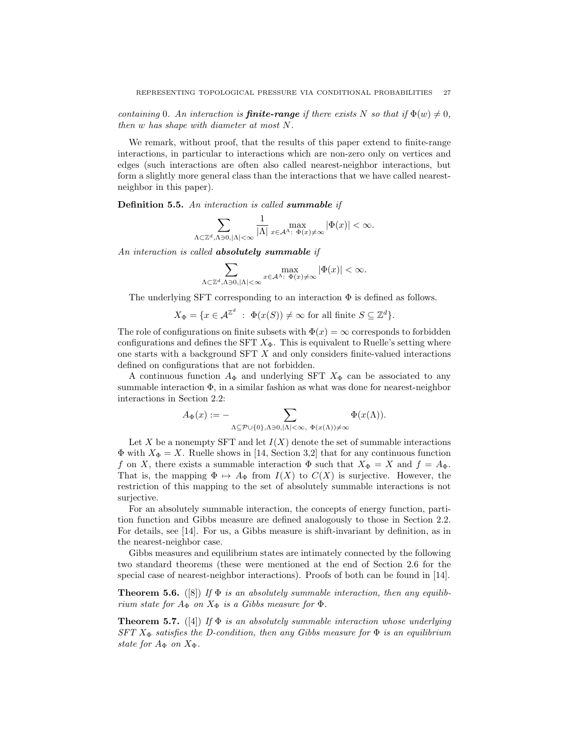*containing* 0. *An interaction is* ***finite-range*** *if there exists* $N$ *so that if* $\Phi(w) \neq 0$, *then* $w$ *has shape with diameter at most* $N$.

We remark, without proof, that the results of this paper extend to finite-range interactions, in particular to interactions which are non-zero only on vertices and edges (such interactions are often also called nearest-neighbor interactions, but form a slightly more general class than the interactions that we have called nearest-neighbor in this paper).

**Definition 5.5.** *An interaction is called* ***summable*** *if*

$$\sum_{\Lambda \subset \mathbb{Z}^d, \Lambda \ni 0, |\Lambda| < \infty} \frac{1}{|\Lambda|} \max_{x \in \mathcal{A}^\Lambda : \ \Phi(x) \neq \infty} |\Phi(x)| < \infty.$$

*An interaction is called* ***absolutely summable*** *if*

$$\sum_{\Lambda \subset \mathbb{Z}^d, \Lambda \ni 0, |\Lambda| < \infty} \max_{x \in \mathcal{A}^\Lambda : \ \Phi(x) \neq \infty} |\Phi(x)| < \infty.$$

The underlying SFT corresponding to an interaction $\Phi$ is defined as follows.

$$X_\Phi = \{x \in \mathcal{A}^{\mathbb{Z}^d} \ : \ \Phi(x(S)) \neq \infty \text{ for all finite } S \subseteq \mathbb{Z}^d\}.$$

The role of configurations on finite subsets with $\Phi(x) = \infty$ corresponds to forbidden configurations and defines the SFT $X_\Phi$. This is equivalent to Ruelle's setting where one starts with a background SFT $X$ and only considers finite-valued interactions defined on configurations that are not forbidden.

A continuous function $A_\Phi$ and underlying SFT $X_\Phi$ can be associated to any summable interaction $\Phi$, in a similar fashion as what was done for nearest-neighbor interactions in Section 2.2:

$$A_\Phi(x) := - \sum_{\Lambda \subseteq \mathcal{P} \cup \{0\}, \Lambda \ni 0, |\Lambda| < \infty, \ \Phi(x(\Lambda)) \neq \infty} \Phi(x(\Lambda)).$$

Let $X$ be a nonempty SFT and let $I(X)$ denote the set of summable interactions $\Phi$ with $X_\Phi = X$. Ruelle shows in [14, Section 3,2] that for any continuous function $f$ on $X$, there exists a summable interaction $\Phi$ such that $X_\Phi = X$ and $f = A_\Phi$. That is, the mapping $\Phi \mapsto A_\Phi$ from $I(X)$ to $C(X)$ is surjective. However, the restriction of this mapping to the set of absolutely summable interactions is not surjective.

For an absolutely summable interaction, the concepts of energy function, partition function and Gibbs measure are defined analogously to those in Section 2.2. For details, see [14]. For us, a Gibbs measure is shift-invariant by definition, as in the nearest-neighbor case.

Gibbs measures and equilibrium states are intimately connected by the following two standard theorems (these were mentioned at the end of Section 2.6 for the special case of nearest-neighbor interactions). Proofs of both can be found in [14].

**Theorem 5.6.** ([8]) *If* $\Phi$ *is an absolutely summable interaction, then any equilibrium state for* $A_\Phi$ *on* $X_\Phi$ *is a Gibbs measure for* $\Phi$.

**Theorem 5.7.** ([4]) *If* $\Phi$ *is an absolutely summable interaction whose underlying SFT* $X_\Phi$ *satisfies the D-condition, then any Gibbs measure for* $\Phi$ *is an equilibrium state for* $A_\Phi$ *on* $X_\Phi$.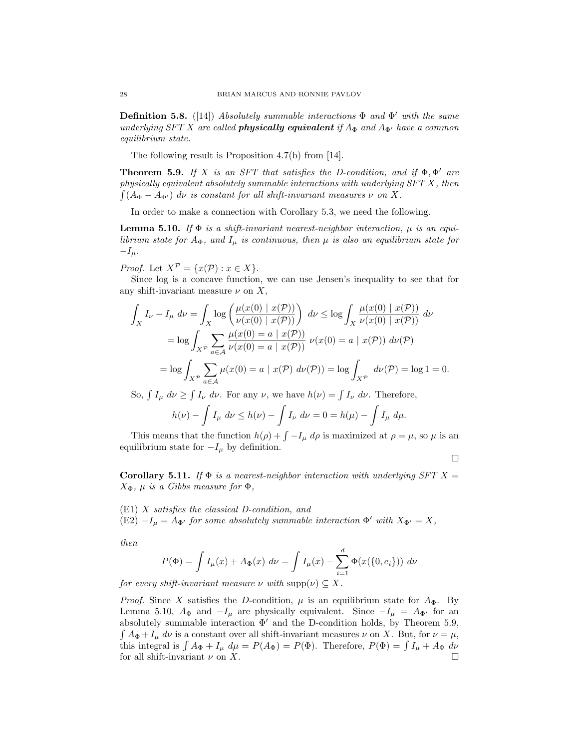**Definition 5.8.** ([14]) *Absolutely summable interactions $\Phi$ and $\Phi'$ with the same underlying SFT $X$ are called **physically equivalent** if $A_\Phi$ and $A_{\Phi'}$ have a common equilibrium state.*

The following result is Proposition 4.7(b) from [14].

**Theorem 5.9.** *If $X$ is an SFT that satisfies the D-condition, and if $\Phi, \Phi'$ are physically equivalent absolutely summable interactions with underlying SFT $X$, then $\int (A_\Phi - A_{\Phi'})\, d\nu$ is constant for all shift-invariant measures $\nu$ on $X$.*

In order to make a connection with Corollary 5.3, we need the following.

**Lemma 5.10.** *If $\Phi$ is a shift-invariant nearest-neighbor interaction, $\mu$ is an equilibrium state for $A_\Phi$, and $I_\mu$ is continuous, then $\mu$ is also an equilibrium state for $-I_\mu$.*

*Proof.* Let $X^{\mathcal{P}} = \{x(\mathcal{P}) : x \in X\}$.

Since log is a concave function, we can use Jensen's inequality to see that for any shift-invariant measure $\nu$ on $X$,

$$\int_X I_\nu - I_\mu \; d\nu = \int_X \log\left(\frac{\mu(x(0) \mid x(\mathcal{P}))}{\nu(x(0) \mid x(\mathcal{P}))}\right) \; d\nu \leq \log \int_X \frac{\mu(x(0) \mid x(\mathcal{P}))}{\nu(x(0) \mid x(\mathcal{P}))} \; d\nu$$
$$= \log \int_{X^{\mathcal{P}}} \sum_{a \in \mathcal{A}} \frac{\mu(x(0) = a \mid x(\mathcal{P}))}{\nu(x(0) = a \mid x(\mathcal{P}))} \; \nu(x(0) = a \mid x(\mathcal{P})) \; d\nu(\mathcal{P})$$
$$= \log \int_{X^{\mathcal{P}}} \sum_{a \in \mathcal{A}} \mu(x(0) = a \mid x(\mathcal{P}) \; d\nu(\mathcal{P})) = \log \int_{X^{\mathcal{P}}} \; d\nu(\mathcal{P}) = \log 1 = 0.$$

So, $\int I_\mu \; d\nu \geq \int I_\nu \; d\nu$. For any $\nu$, we have $h(\nu) = \int I_\nu \; d\nu$. Therefore,

$$h(\nu) - \int I_\mu \; d\nu \leq h(\nu) - \int I_\nu \; d\nu = 0 = h(\mu) - \int I_\mu \; d\mu.$$

This means that the function $h(\rho) + \int -I_\mu \; d\rho$ is maximized at $\rho = \mu$, so $\mu$ is an equilibrium state for $-I_\mu$ by definition.

□

**Corollary 5.11.** *If $\Phi$ is a nearest-neighbor interaction with underlying SFT $X = X_\Phi$, $\mu$ is a Gibbs measure for $\Phi$,*

(E1) *$X$ satisfies the classical D-condition, and*
(E2) *$-I_\mu = A_{\Phi'}$ for some absolutely summable interaction $\Phi'$ with $X_{\Phi'} = X$,*

*then*

$$P(\Phi) = \int I_\mu(x) + A_\Phi(x) \; d\nu = \int I_\mu(x) - \sum_{i=1}^{d} \Phi(x(\{0, e_i\})) \; d\nu$$

*for every shift-invariant measure $\nu$ with $\operatorname{supp}(\nu) \subseteq X$.*

*Proof.* Since $X$ satisfies the D-condition, $\mu$ is an equilibrium state for $A_\Phi$. By Lemma 5.10, $A_\Phi$ and $-I_\mu$ are physically equivalent. Since $-I_\mu = A_{\Phi'}$ for an absolutely summable interaction $\Phi'$ and the D-condition holds, by Theorem 5.9, $\int A_\Phi + I_\mu \; d\nu$ is a constant over all shift-invariant measures $\nu$ on $X$. But, for $\nu = \mu$, this integral is $\int A_\Phi + I_\mu \; d\mu = P(A_\Phi) = P(\Phi)$. Therefore, $P(\Phi) = \int I_\mu + A_\Phi \; d\nu$ for all shift-invariant $\nu$ on $X$. □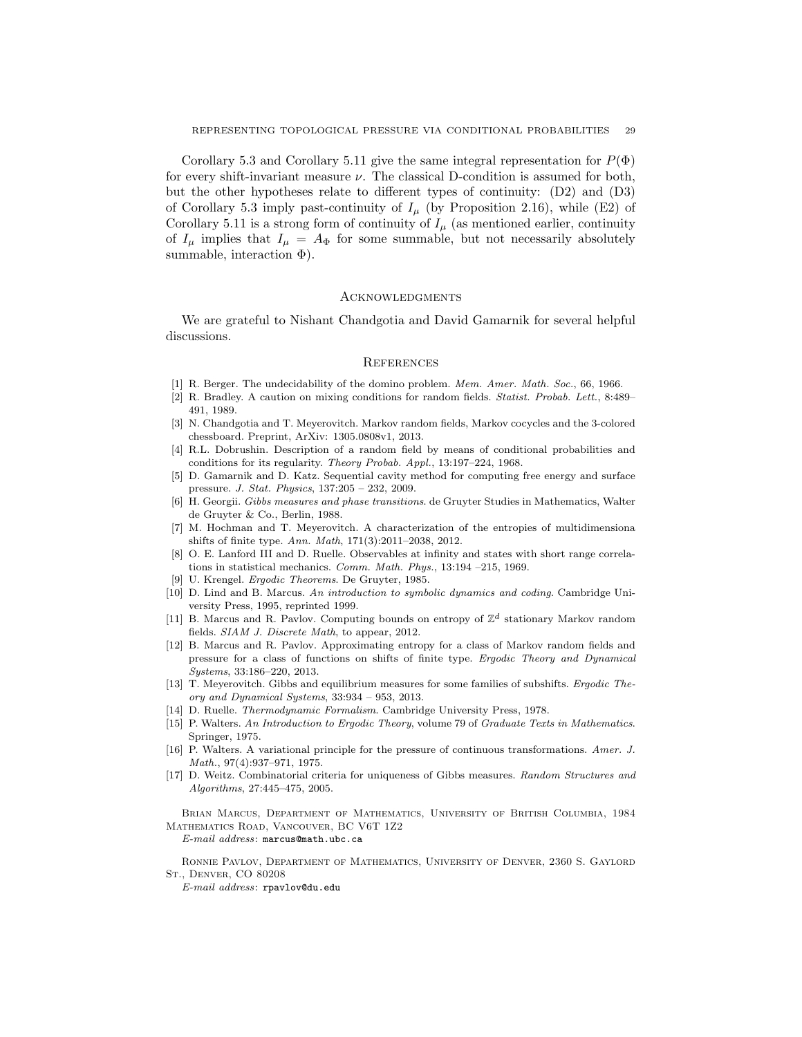Corollary 5.3 and Corollary 5.11 give the same integral representation for $P(\Phi)$ for every shift-invariant measure $\nu$. The classical D-condition is assumed for both, but the other hypotheses relate to different types of continuity: (D2) and (D3) of Corollary 5.3 imply past-continuity of $I_\mu$ (by Proposition 2.16), while (E2) of Corollary 5.11 is a strong form of continuity of $I_\mu$ (as mentioned earlier, continuity of $I_\mu$ implies that $I_\mu = A_\Phi$ for some summable, but not necessarily absolutely summable, interaction $\Phi$).

## Acknowledgments

We are grateful to Nishant Chandgotia and David Gamarnik for several helpful discussions.

## References

[1] R. Berger. The undecidability of the domino problem. *Mem. Amer. Math. Soc.*, 66, 1966.

[2] R. Bradley. A caution on mixing conditions for random fields. *Statist. Probab. Lett.*, 8:489–491, 1989.

[3] N. Chandgotia and T. Meyerovitch. Markov random fields, Markov cocycles and the 3-colored chessboard. Preprint, ArXiv: 1305.0808v1, 2013.

[4] R.L. Dobrushin. Description of a random field by means of conditional probabilities and conditions for its regularity. *Theory Probab. Appl.*, 13:197–224, 1968.

[5] D. Gamarnik and D. Katz. Sequential cavity method for computing free energy and surface pressure. *J. Stat. Physics*, 137:205 – 232, 2009.

[6] H. Georgii. *Gibbs measures and phase transitions*. de Gruyter Studies in Mathematics, Walter de Gruyter & Co., Berlin, 1988.

[7] M. Hochman and T. Meyerovitch. A characterization of the entropies of multidimensiona shifts of finite type. *Ann. Math*, 171(3):2011–2038, 2012.

[8] O. E. Lanford III and D. Ruelle. Observables at infinity and states with short range correlations in statistical mechanics. *Comm. Math. Phys.*, 13:194 –215, 1969.

[9] U. Krengel. *Ergodic Theorems*. De Gruyter, 1985.

[10] D. Lind and B. Marcus. *An introduction to symbolic dynamics and coding*. Cambridge University Press, 1995, reprinted 1999.

[11] B. Marcus and R. Pavlov. Computing bounds on entropy of $\mathbb{Z}^d$ stationary Markov random fields. *SIAM J. Discrete Math*, to appear, 2012.

[12] B. Marcus and R. Pavlov. Approximating entropy for a class of Markov random fields and pressure for a class of functions on shifts of finite type. *Ergodic Theory and Dynamical Systems*, 33:186–220, 2013.

[13] T. Meyerovitch. Gibbs and equilibrium measures for some families of subshifts. *Ergodic Theory and Dynamical Systems*, 33:934 – 953, 2013.

[14] D. Ruelle. *Thermodynamic Formalism*. Cambridge University Press, 1978.

[15] P. Walters. *An Introduction to Ergodic Theory*, volume 79 of *Graduate Texts in Mathematics*. Springer, 1975.

[16] P. Walters. A variational principle for the pressure of continuous transformations. *Amer. J. Math.*, 97(4):937–971, 1975.

[17] D. Weitz. Combinatorial criteria for uniqueness of Gibbs measures. *Random Structures and Algorithms*, 27:445–475, 2005.

Brian Marcus, Department of Mathematics, University of British Columbia, 1984 Mathematics Road, Vancouver, BC V6T 1Z2

*E-mail address*: marcus@math.ubc.ca

Ronnie Pavlov, Department of Mathematics, University of Denver, 2360 S. Gaylord St., Denver, CO 80208

*E-mail address*: rpavlov@du.edu